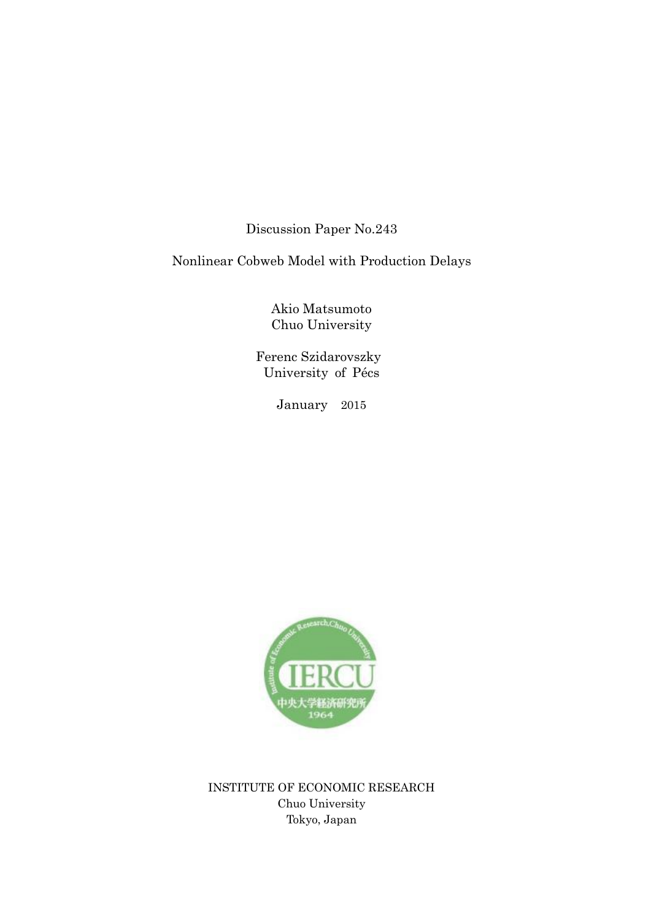Discussion Paper No.243

# Nonlinear Cobweb Model with Production Delays

Akio Matsumoto
Chuo University

Ferenc Szidarovszky
University of Pécs

January 2015

INSTITUTE OF ECONOMIC RESEARCH
Chuo University
Tokyo, Japan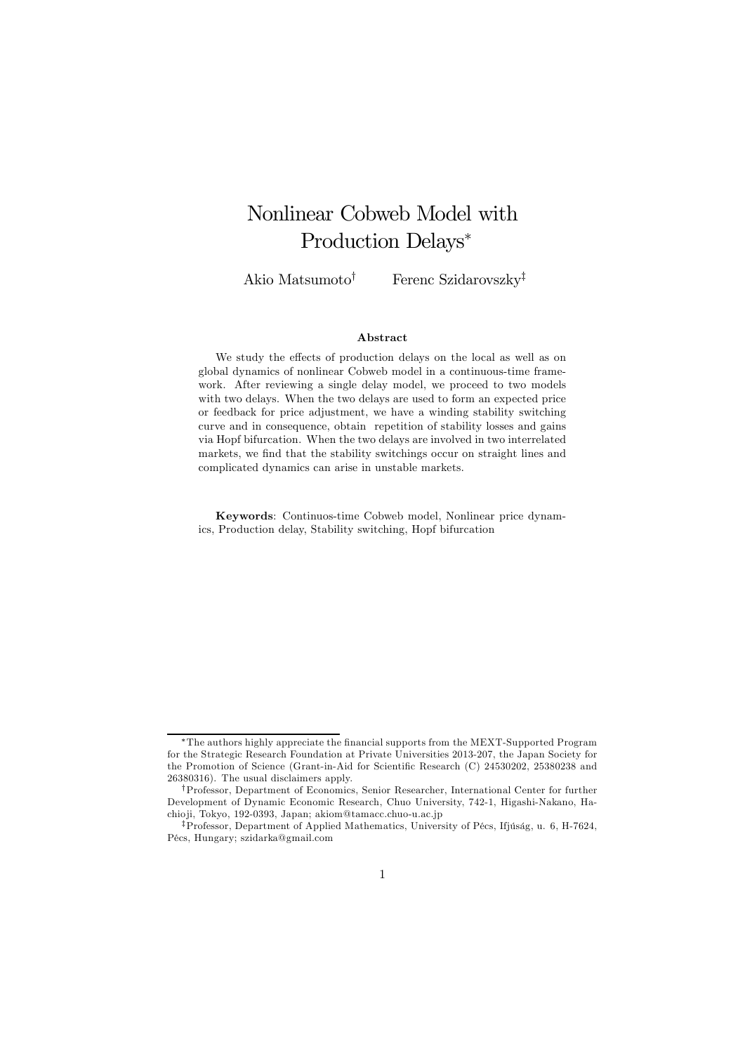# Nonlinear Cobweb Model with Production Delays*

Akio Matsumoto[†] Ferenc Szidarovszky[‡]

### Abstract

We study the effects of production delays on the local as well as on global dynamics of nonlinear Cobweb model in a continuous-time framework. After reviewing a single delay model, we proceed to two models with two delays. When the two delays are used to form an expected price or feedback for price adjustment, we have a winding stability switching curve and in consequence, obtain repetition of stability losses and gains via Hopf bifurcation. When the two delays are involved in two interrelated markets, we find that the stability switchings occur on straight lines and complicated dynamics can arise in unstable markets.

**Keywords**: Continuos-time Cobweb model, Nonlinear price dynamics, Production delay, Stability switching, Hopf bifurcation

---

*The authors highly appreciate the financial supports from the MEXT-Supported Program for the Strategic Research Foundation at Private Universities 2013-207, the Japan Society for the Promotion of Science (Grant-in-Aid for Scientific Research (C) 24530202, 25380238 and 26380316). The usual disclaimers apply.

[†]Professor, Department of Economics, Senior Researcher, International Center for further Development of Dynamic Economic Research, Chuo University, 742-1, Higashi-Nakano, Hachioji, Tokyo, 192-0393, Japan; akiom@tamacc.chuo-u.ac.jp

[‡]Professor, Department of Applied Mathematics, University of Pécs, Ifjúság, u. 6, H-7624, Pécs, Hungary; szidarka@gmail.com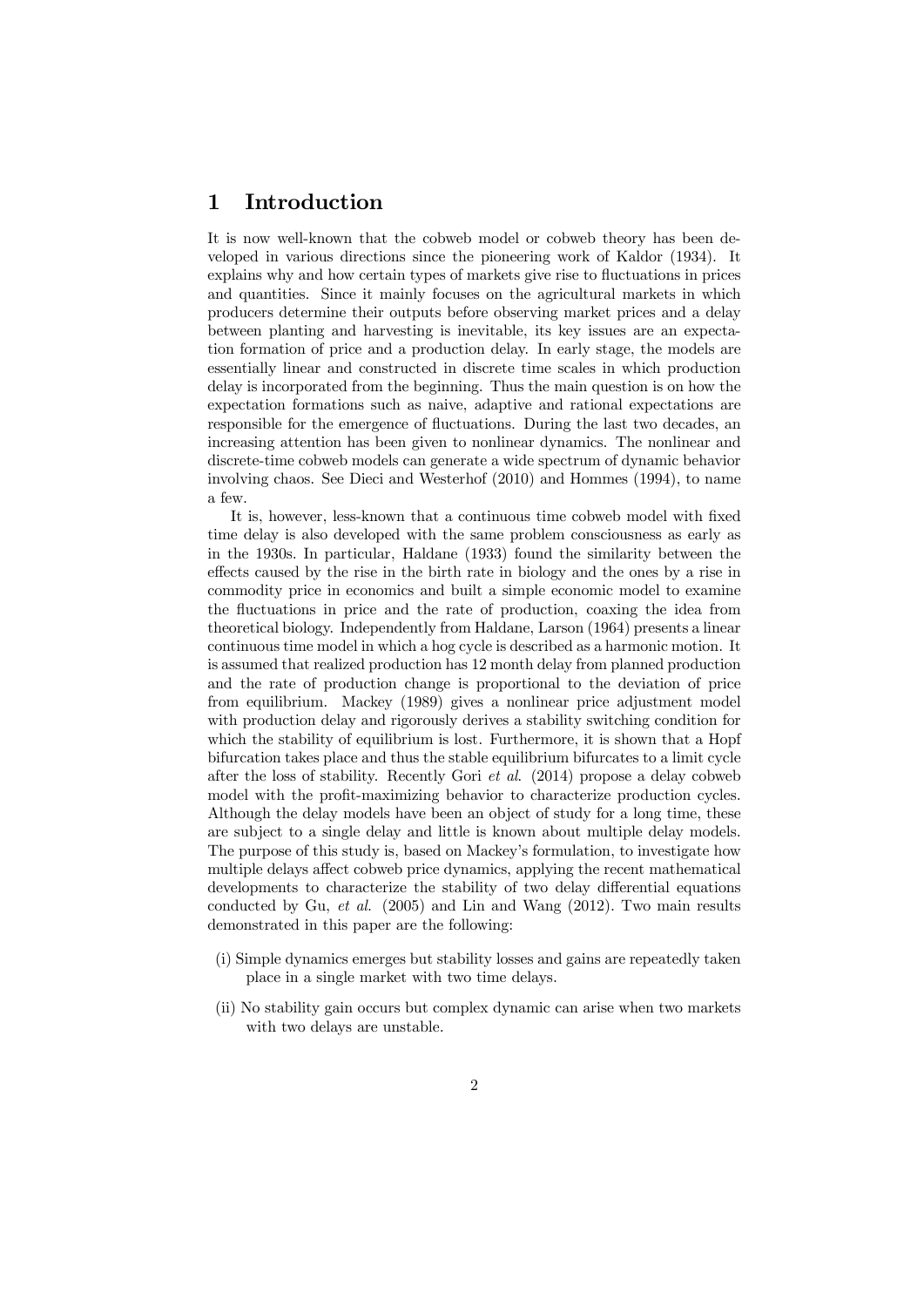# 1 Introduction

It is now well-known that the cobweb model or cobweb theory has been developed in various directions since the pioneering work of Kaldor (1934). It explains why and how certain types of markets give rise to fluctuations in prices and quantities. Since it mainly focuses on the agricultural markets in which producers determine their outputs before observing market prices and a delay between planting and harvesting is inevitable, its key issues are an expectation formation of price and a production delay. In early stage, the models are essentially linear and constructed in discrete time scales in which production delay is incorporated from the beginning. Thus the main question is on how the expectation formations such as naive, adaptive and rational expectations are responsible for the emergence of fluctuations. During the last two decades, an increasing attention has been given to nonlinear dynamics. The nonlinear and discrete-time cobweb models can generate a wide spectrum of dynamic behavior involving chaos. See Dieci and Westerhof (2010) and Hommes (1994), to name a few.

It is, however, less-known that a continuous time cobweb model with fixed time delay is also developed with the same problem consciousness as early as in the 1930s. In particular, Haldane (1933) found the similarity between the effects caused by the rise in the birth rate in biology and the ones by a rise in commodity price in economics and built a simple economic model to examine the fluctuations in price and the rate of production, coaxing the idea from theoretical biology. Independently from Haldane, Larson (1964) presents a linear continuous time model in which a hog cycle is described as a harmonic motion. It is assumed that realized production has 12 month delay from planned production and the rate of production change is proportional to the deviation of price from equilibrium. Mackey (1989) gives a nonlinear price adjustment model with production delay and rigorously derives a stability switching condition for which the stability of equilibrium is lost. Furthermore, it is shown that a Hopf bifurcation takes place and thus the stable equilibrium bifurcates to a limit cycle after the loss of stability. Recently Gori *et al*. (2014) propose a delay cobweb model with the profit-maximizing behavior to characterize production cycles. Although the delay models have been an object of study for a long time, these are subject to a single delay and little is known about multiple delay models. The purpose of this study is, based on Mackey's formulation, to investigate how multiple delays affect cobweb price dynamics, applying the recent mathematical developments to characterize the stability of two delay differential equations conducted by Gu, *et al*. (2005) and Lin and Wang (2012). Two main results demonstrated in this paper are the following:

(i) Simple dynamics emerges but stability losses and gains are repeatedly taken place in a single market with two time delays.

(ii) No stability gain occurs but complex dynamic can arise when two markets with two delays are unstable.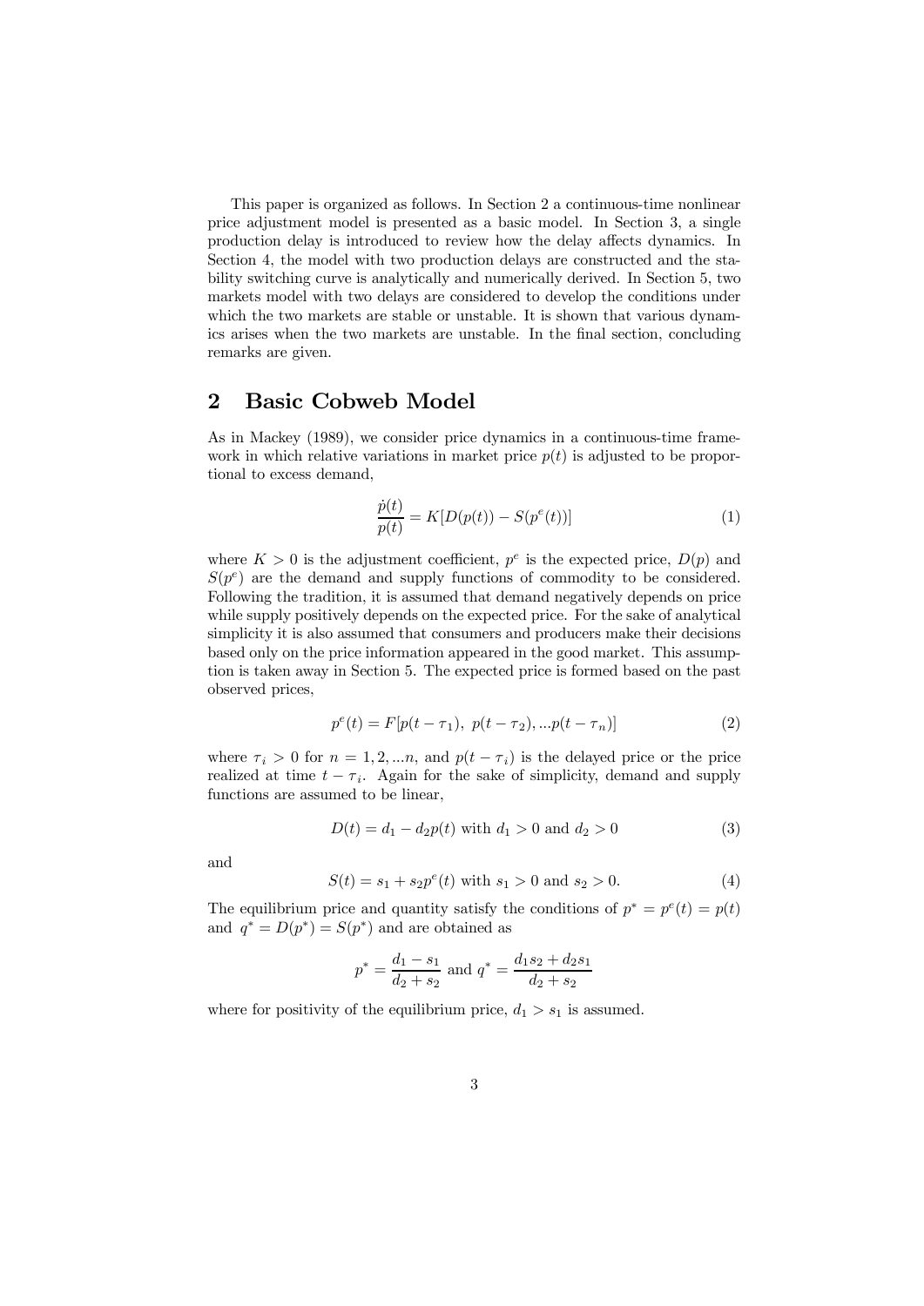This paper is organized as follows. In Section 2 a continuous-time nonlinear price adjustment model is presented as a basic model. In Section 3, a single production delay is introduced to review how the delay affects dynamics. In Section 4, the model with two production delays are constructed and the stability switching curve is analytically and numerically derived. In Section 5, two markets model with two delays are considered to develop the conditions under which the two markets are stable or unstable. It is shown that various dynamics arises when the two markets are unstable. In the final section, concluding remarks are given.

## 2 Basic Cobweb Model

As in Mackey (1989), we consider price dynamics in a continuous-time framework in which relative variations in market price $p(t)$ is adjusted to be proportional to excess demand,

$$\frac{\dot{p}(t)}{p(t)} = K[D(p(t)) - S(p^e(t))] \tag{1}$$

where $K > 0$ is the adjustment coefficient, $p^e$ is the expected price, $D(p)$ and $S(p^e)$ are the demand and supply functions of commodity to be considered. Following the tradition, it is assumed that demand negatively depends on price while supply positively depends on the expected price. For the sake of analytical simplicity it is also assumed that consumers and producers make their decisions based only on the price information appeared in the good market. This assumption is taken away in Section 5. The expected price is formed based on the past observed prices,

$$p^e(t) = F[p(t-\tau_1),\ p(t-\tau_2), ...p(t-\tau_n)] \tag{2}$$

where $\tau_i > 0$ for $n = 1, 2, ...n$, and $p(t-\tau_i)$ is the delayed price or the price realized at time $t - \tau_i$. Again for the sake of simplicity, demand and supply functions are assumed to be linear,

$$D(t) = d_1 - d_2 p(t) \text{ with } d_1 > 0 \text{ and } d_2 > 0 \tag{3}$$

and

$$S(t) = s_1 + s_2 p^e(t) \text{ with } s_1 > 0 \text{ and } s_2 > 0. \tag{4}$$

The equilibrium price and quantity satisfy the conditions of $p^* = p^e(t) = p(t)$ and $q^* = D(p^*) = S(p^*)$ and are obtained as

$$p^* = \frac{d_1 - s_1}{d_2 + s_2} \text{ and } q^* = \frac{d_1 s_2 + d_2 s_1}{d_2 + s_2}$$

where for positivity of the equilibrium price, $d_1 > s_1$ is assumed.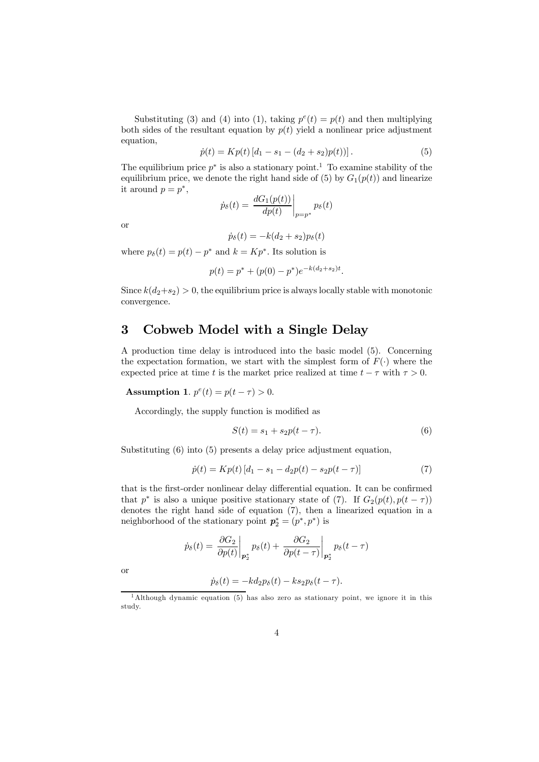Substituting (3) and (4) into (1), taking $p^e(t) = p(t)$ and then multiplying both sides of the resultant equation by $p(t)$ yield a nonlinear price adjustment equation,

$$\dot{p}(t) = Kp(t)\left[d_1 - s_1 - (d_2 + s_2)p(t)\right]. \tag{5}$$

The equilibrium price $p^*$ is also a stationary point.[1] To examine stability of the equilibrium price, we denote the right hand side of (5) by $G_1(p(t))$ and linearize it around $p = p^*$,

$$\dot{p}_\delta(t) = \left.\frac{dG_1(p(t))}{dp(t)}\right|_{p=p^*} p_\delta(t)$$

or

$$\dot{p}_\delta(t) = -k(d_2 + s_2)p_\delta(t)$$

where $p_\delta(t) = p(t) - p^*$ and $k = Kp^*$. Its solution is

$$p(t) = p^* + (p(0) - p^*)e^{-k(d_2+s_2)t}.$$

Since $k(d_2+s_2) > 0$, the equilibrium price is always locally stable with monotonic convergence.

# 3 Cobweb Model with a Single Delay

A production time delay is introduced into the basic model (5). Concerning the expectation formation, we start with the simplest form of $F(\cdot)$ where the expected price at time $t$ is the market price realized at time $t - \tau$ with $\tau > 0$.

**Assumption 1**. $p^e(t) = p(t - \tau) > 0$.

Accordingly, the supply function is modified as

$$S(t) = s_1 + s_2 p(t - \tau). \tag{6}$$

Substituting (6) into (5) presents a delay price adjustment equation,

$$\dot{p}(t) = Kp(t)\left[d_1 - s_1 - d_2 p(t) - s_2 p(t - \tau)\right] \tag{7}$$

that is the first-order nonlinear delay differential equation. It can be confirmed that $p^*$ is also a unique positive stationary state of (7). If $G_2(p(t), p(t - \tau))$ denotes the right hand side of equation (7), then a linearized equation in a neighborhood of the stationary point $\boldsymbol{p}_2^* = (p^*, p^*)$ is

$$\dot{p}_\delta(t) = \left.\frac{\partial G_2}{\partial p(t)}\right|_{\boldsymbol{p}_2^*} p_\delta(t) + \left.\frac{\partial G_2}{\partial p(t-\tau)}\right|_{\boldsymbol{p}_2^*} p_\delta(t - \tau)$$

or

$$\dot{p}_\delta(t) = -kd_2 p_\delta(t) - ks_2 p_\delta(t - \tau).$$

[1] Although dynamic equation (5) has also zero as stationary point, we ignore it in this study.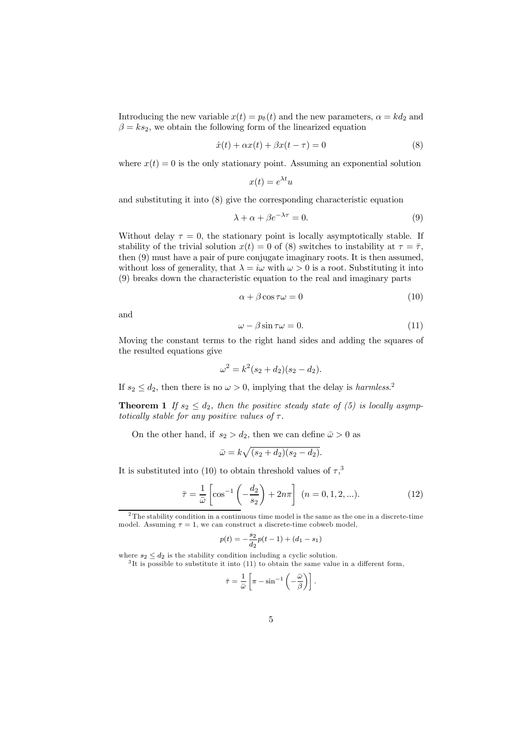Introducing the new variable $x(t) = p_\delta(t)$ and the new parameters, $\alpha = kd_2$ and $\beta = ks_2$, we obtain the following form of the linearized equation

$$\dot{x}(t) + \alpha x(t) + \beta x(t - \tau) = 0 \tag{8}$$

where $x(t) = 0$ is the only stationary point. Assuming an exponential solution

$$x(t) = e^{\lambda t} u$$

and substituting it into (8) give the corresponding characteristic equation

$$\lambda + \alpha + \beta e^{-\lambda \tau} = 0. \tag{9}$$

Without delay $\tau = 0$, the stationary point is locally asymptotically stable. If stability of the trivial solution $x(t) = 0$ of (8) switches to instability at $\tau = \bar{\tau}$, then (9) must have a pair of pure conjugate imaginary roots. It is then assumed, without loss of generality, that $\lambda = i\omega$ with $\omega > 0$ is a root. Substituting it into (9) breaks down the characteristic equation to the real and imaginary parts

$$\alpha + \beta \cos \tau\omega = 0 \tag{10}$$

and

$$\omega - \beta \sin \tau\omega = 0. \tag{11}$$

Moving the constant terms to the right hand sides and adding the squares of the resulted equations give

$$\omega^2 = k^2(s_2 + d_2)(s_2 - d_2).$$

If $s_2 \leq d_2$, then there is no $\omega > 0$, implying that the delay is *harmless*.[2]

**Theorem 1** *If $s_2 \leq d_2$, then the positive steady state of (5) is locally asymptotically stable for any positive values of $\tau$.*

On the other hand, if $s_2 > d_2$, then we can define $\bar{\omega} > 0$ as

$$\bar{\omega} = k\sqrt{(s_2 + d_2)(s_2 - d_2)}.$$

It is substituted into (10) to obtain threshold values of $\tau$,[3]

$$\bar{\tau} = \frac{1}{\bar{\omega}} \left[ \cos^{-1}\left( -\frac{d_2}{s_2} \right) + 2n\pi \right] \ (n = 0, 1, 2, ...). \tag{12}$$

---

[2] The stability condition in a continuous time model is the same as the one in a discrete-time model. Assuming $\tau = 1$, we can construct a discrete-time cobweb model,

$$p(t) = -\frac{s_2}{d_2} p(t-1) + (d_1 - s_1)$$

where $s_2 \leq d_2$ is the stability condition including a cyclic solution.

[3] It is possible to substitute it into (11) to obtain the same value in a different form,

$$\bar{\tau} = \frac{1}{\bar{\omega}} \left[ \pi - \sin^{-1}\left( -\frac{\bar{\omega}}{\beta} \right) \right].$$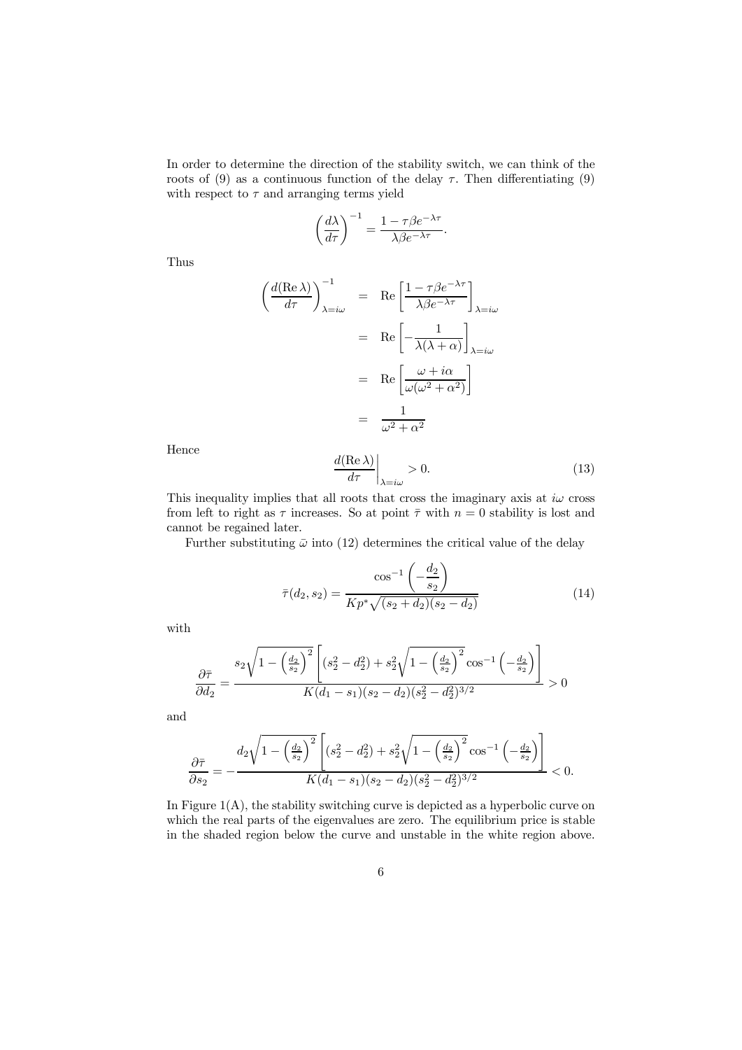In order to determine the direction of the stability switch, we can think of the roots of (9) as a continuous function of the delay $\tau$. Then differentiating (9) with respect to $\tau$ and arranging terms yield

$$\left(\frac{d\lambda}{d\tau}\right)^{-1} = \frac{1 - \tau\beta e^{-\lambda\tau}}{\lambda\beta e^{-\lambda\tau}}.$$

Thus

$$\begin{aligned}
\left(\frac{d(\operatorname{Re}\lambda)}{d\tau}\right)^{-1}_{\lambda=i\omega} &= \operatorname{Re}\left[\frac{1 - \tau\beta e^{-\lambda\tau}}{\lambda\beta e^{-\lambda\tau}}\right]_{\lambda=i\omega} \\
&= \operatorname{Re}\left[-\frac{1}{\lambda(\lambda+\alpha)}\right]_{\lambda=i\omega} \\
&= \operatorname{Re}\left[\frac{\omega + i\alpha}{\omega(\omega^2+\alpha^2)}\right] \\
&= \frac{1}{\omega^2+\alpha^2}
\end{aligned}$$

Hence

$$\left.\frac{d(\operatorname{Re}\lambda)}{d\tau}\right|_{\lambda=i\omega} > 0. \tag{13}$$

This inequality implies that all roots that cross the imaginary axis at $i\omega$ cross from left to right as $\tau$ increases. So at point $\bar{\tau}$ with $n = 0$ stability is lost and cannot be regained later.

Further substituting $\bar{\omega}$ into (12) determines the critical value of the delay

$$\bar{\tau}(d_2, s_2) = \frac{\cos^{-1}\left(-\dfrac{d_2}{s_2}\right)}{Kp^*\sqrt{(s_2+d_2)(s_2-d_2)}} \tag{14}$$

with

$$\frac{\partial \bar{\tau}}{\partial d_2} = \frac{s_2\sqrt{1-\left(\frac{d_2}{s_2}\right)^2}\left[(s_2^2-d_2^2) + s_2^2\sqrt{1-\left(\frac{d_2}{s_2}\right)^2}\cos^{-1}\left(-\frac{d_2}{s_2}\right)\right]}{K(d_1-s_1)(s_2-d_2)(s_2^2-d_2^2)^{3/2}} > 0$$

and

$$\frac{\partial \bar{\tau}}{\partial s_2} = -\frac{d_2\sqrt{1-\left(\frac{d_2}{s_2}\right)^2}\left[(s_2^2-d_2^2) + s_2^2\sqrt{1-\left(\frac{d_2}{s_2}\right)^2}\cos^{-1}\left(-\frac{d_2}{s_2}\right)\right]}{K(d_1-s_1)(s_2-d_2)(s_2^2-d_2^2)^{3/2}} < 0.$$

In Figure 1(A), the stability switching curve is depicted as a hyperbolic curve on which the real parts of the eigenvalues are zero. The equilibrium price is stable in the shaded region below the curve and unstable in the white region above.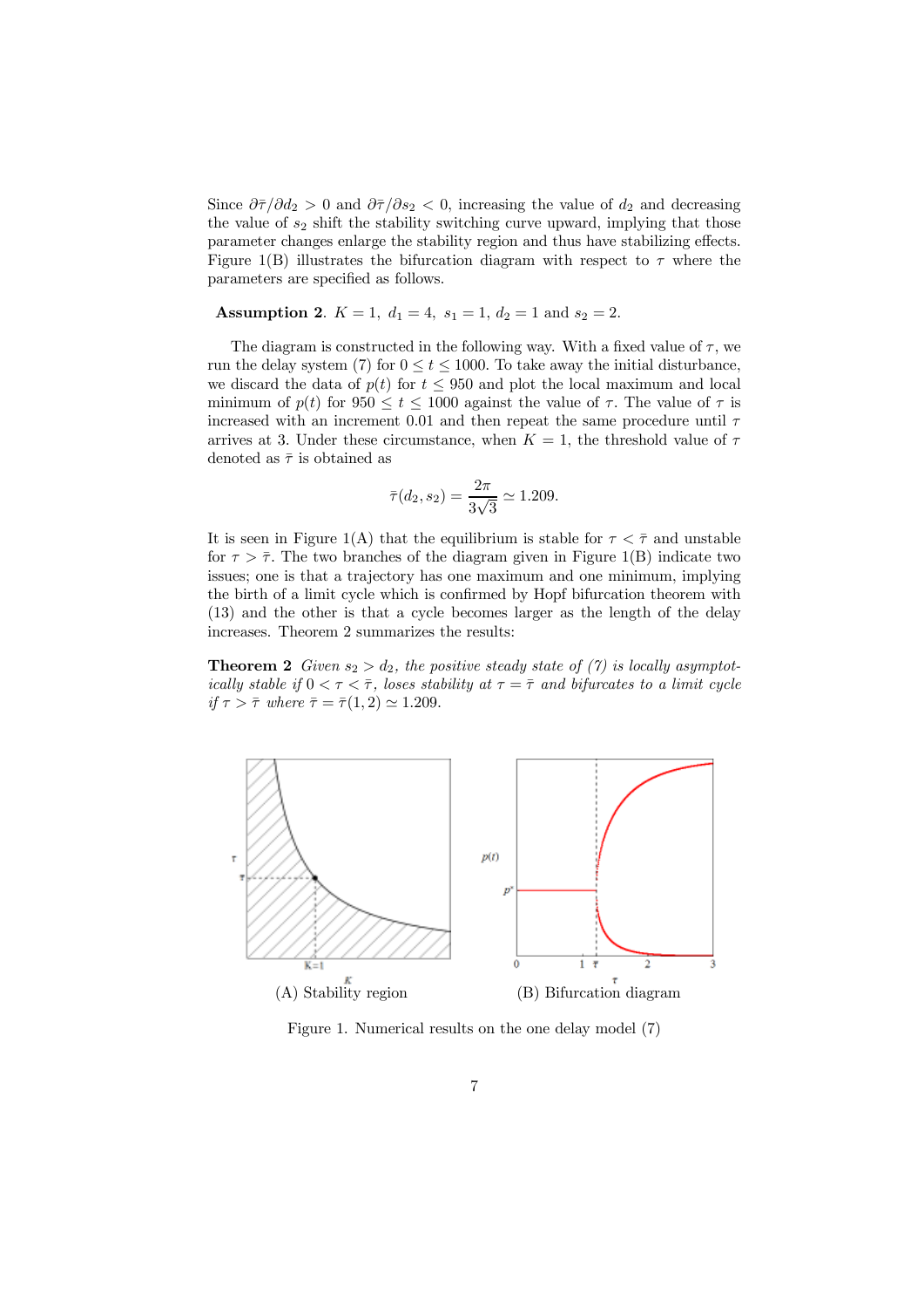Since $\partial \bar{\tau}/\partial d_2 > 0$ and $\partial \bar{\tau}/\partial s_2 < 0$, increasing the value of $d_2$ and decreasing the value of $s_2$ shift the stability switching curve upward, implying that those parameter changes enlarge the stability region and thus have stabilizing effects. Figure 1(B) illustrates the bifurcation diagram with respect to $\tau$ where the parameters are specified as follows.

**Assumption 2**. $K = 1,\ d_1 = 4,\ s_1 = 1,\ d_2 = 1$ and $s_2 = 2$.

The diagram is constructed in the following way. With a fixed value of $\tau$, we run the delay system (7) for $0 \leq t \leq 1000$. To take away the initial disturbance, we discard the data of $p(t)$ for $t \leq 950$ and plot the local maximum and local minimum of $p(t)$ for $950 \leq t \leq 1000$ against the value of $\tau$. The value of $\tau$ is increased with an increment 0.01 and then repeat the same procedure until $\tau$ arrives at 3. Under these circumstance, when $K = 1$, the threshold value of $\tau$ denoted as $\bar{\tau}$ is obtained as

$$\bar{\tau}(d_2, s_2) = \frac{2\pi}{3\sqrt{3}} \simeq 1.209.$$

It is seen in Figure 1(A) that the equilibrium is stable for $\tau < \bar{\tau}$ and unstable for $\tau > \bar{\tau}$. The two branches of the diagram given in Figure 1(B) indicate two issues; one is that a trajectory has one maximum and one minimum, implying the birth of a limit cycle which is confirmed by Hopf bifurcation theorem with (13) and the other is that a cycle becomes larger as the length of the delay increases. Theorem 2 summarizes the results:

**Theorem 2** *Given $s_2 > d_2$, the positive steady state of (7) is locally asymptotically stable if $0 < \tau < \bar{\tau}$, loses stability at $\tau = \bar{\tau}$ and bifurcates to a limit cycle if $\tau > \bar{\tau}$ where $\bar{\tau} = \bar{\tau}(1, 2) \simeq 1.209$.*

(A) Stability region

(B) Bifurcation diagram

Figure 1. Numerical results on the one delay model (7)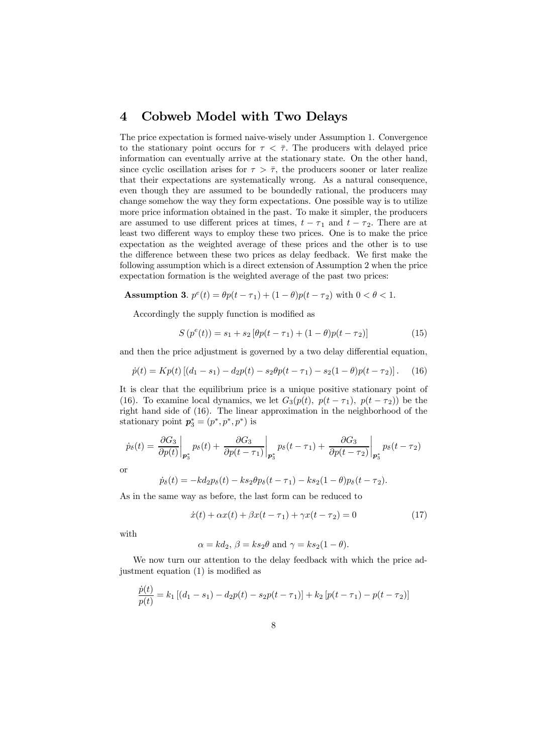# 4 Cobweb Model with Two Delays

The price expectation is formed naive-wisely under Assumption 1. Convergence to the stationary point occurs for $\tau < \bar{\tau}$. The producers with delayed price information can eventually arrive at the stationary state. On the other hand, since cyclic oscillation arises for $\tau > \bar{\tau}$, the producers sooner or later realize that their expectations are systematically wrong. As a natural consequence, even though they are assumed to be boundedly rational, the producers may change somehow the way they form expectations. One possible way is to utilize more price information obtained in the past. To make it simpler, the producers are assumed to use different prices at times, $t - \tau_1$ and $t - \tau_2$. There are at least two different ways to employ these two prices. One is to make the price expectation as the weighted average of these prices and the other is to use the difference between these two prices as delay feedback. We first make the following assumption which is a direct extension of Assumption 2 when the price expectation formation is the weighted average of the past two prices:

**Assumption 3**. $p^e(t) = \theta p(t - \tau_1) + (1 - \theta) p(t - \tau_2)$ with $0 < \theta < 1$.

Accordingly the supply function is modified as

$$S\left(p^e(t)\right) = s_1 + s_2 \left[\theta p(t - \tau_1) + (1 - \theta) p(t - \tau_2)\right] \tag{15}$$

and then the price adjustment is governed by a two delay differential equation,

$$\dot{p}(t) = K p(t) \left[(d_1 - s_1) - d_2 p(t) - s_2 \theta p(t - \tau_1) - s_2 (1 - \theta) p(t - \tau_2)\right]. \tag{16}$$

It is clear that the equilibrium price is a unique positive stationary point of (16). To examine local dynamics, we let $G_3(p(t),\ p(t - \tau_1),\ p(t - \tau_2))$ be the right hand side of (16). The linear approximation in the neighborhood of the stationary point $\boldsymbol{p}_3^* = (p^*, p^*, p^*)$ is

$$\dot{p}_\delta(t) = \left.\frac{\partial G_3}{\partial p(t)}\right|_{\boldsymbol{p}_3^*} p_\delta(t) + \left.\frac{\partial G_3}{\partial p(t - \tau_1)}\right|_{\boldsymbol{p}_3^*} p_\delta(t - \tau_1) + \left.\frac{\partial G_3}{\partial p(t - \tau_2)}\right|_{\boldsymbol{p}_3^*} p_\delta(t - \tau_2)$$

or

$$\dot{p}_\delta(t) = -k d_2 p_\delta(t) - k s_2 \theta p_\delta(t - \tau_1) - k s_2 (1 - \theta) p_\delta(t - \tau_2).$$

As in the same way as before, the last form can be reduced to

$$\dot{x}(t) + \alpha x(t) + \beta x(t - \tau_1) + \gamma x(t - \tau_2) = 0 \tag{17}$$

with

$$\alpha = k d_2,\ \beta = k s_2 \theta \text{ and } \gamma = k s_2 (1 - \theta).$$

We now turn our attention to the delay feedback with which the price adjustment equation (1) is modified as

$$\frac{\dot{p}(t)}{p(t)} = k_1 \left[(d_1 - s_1) - d_2 p(t) - s_2 p(t - \tau_1)\right] + k_2 \left[p(t - \tau_1) - p(t - \tau_2)\right]$$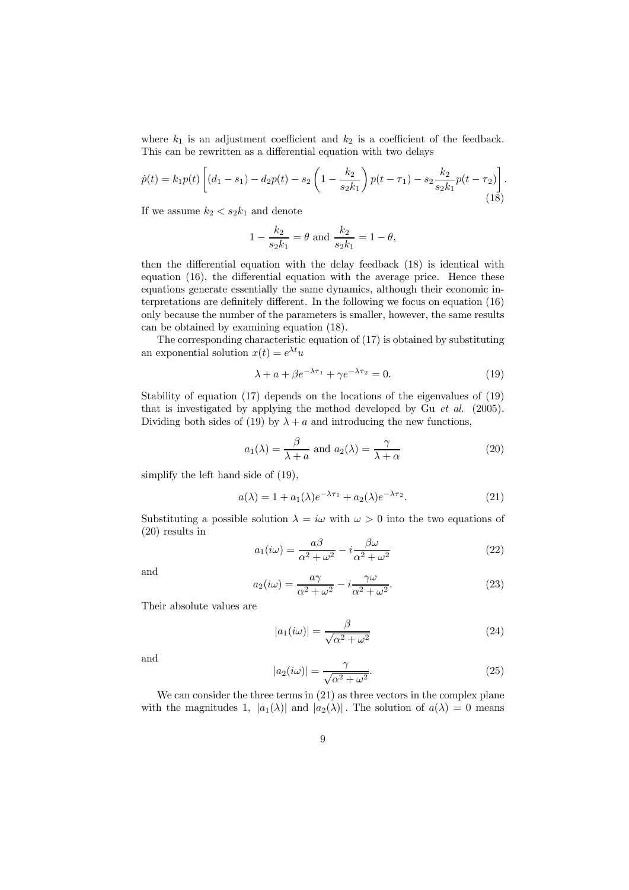where $k_1$ is an adjustment coefficient and $k_2$ is a coefficient of the feedback. This can be rewritten as a differential equation with two delays

$$\dot{p}(t) = k_1 p(t) \left[ (d_1 - s_1) - d_2 p(t) - s_2 \left( 1 - \frac{k_2}{s_2 k_1} \right) p(t - \tau_1) - s_2 \frac{k_2}{s_2 k_1} p(t - \tau_2) \right]. \tag{18}$$

If we assume $k_2 < s_2 k_1$ and denote

$$1 - \frac{k_2}{s_2 k_1} = \theta \text{ and } \frac{k_2}{s_2 k_1} = 1 - \theta,$$

then the differential equation with the delay feedback (18) is identical with equation (16), the differential equation with the average price. Hence these equations generate essentially the same dynamics, although their economic interpretations are definitely different. In the following we focus on equation (16) only because the number of the parameters is smaller, however, the same results can be obtained by examining equation (18).

The corresponding characteristic equation of (17) is obtained by substituting an exponential solution $x(t) = e^{\lambda t} u$

$$\lambda + a + \beta e^{-\lambda \tau_1} + \gamma e^{-\lambda \tau_2} = 0. \tag{19}$$

Stability of equation (17) depends on the locations of the eigenvalues of (19) that is investigated by applying the method developed by Gu *et al.* (2005). Dividing both sides of (19) by $\lambda + a$ and introducing the new functions,

$$a_1(\lambda) = \frac{\beta}{\lambda + a} \text{ and } a_2(\lambda) = \frac{\gamma}{\lambda + \alpha} \tag{20}$$

simplify the left hand side of (19),

$$a(\lambda) = 1 + a_1(\lambda) e^{-\lambda \tau_1} + a_2(\lambda) e^{-\lambda \tau_2}. \tag{21}$$

Substituting a possible solution $\lambda = i\omega$ with $\omega > 0$ into the two equations of (20) results in

$$a_1(i\omega) = \frac{a\beta}{\alpha^2 + \omega^2} - i \frac{\beta \omega}{\alpha^2 + \omega^2} \tag{22}$$

and

$$a_2(i\omega) = \frac{a\gamma}{\alpha^2 + \omega^2} - i \frac{\gamma \omega}{\alpha^2 + \omega^2}. \tag{23}$$

Their absolute values are

$$|a_1(i\omega)| = \frac{\beta}{\sqrt{\alpha^2 + \omega^2}} \tag{24}$$

and

$$|a_2(i\omega)| = \frac{\gamma}{\sqrt{\alpha^2 + \omega^2}}. \tag{25}$$

We can consider the three terms in (21) as three vectors in the complex plane with the magnitudes 1, $|a_1(\lambda)|$ and $|a_2(\lambda)|$. The solution of $a(\lambda) = 0$ means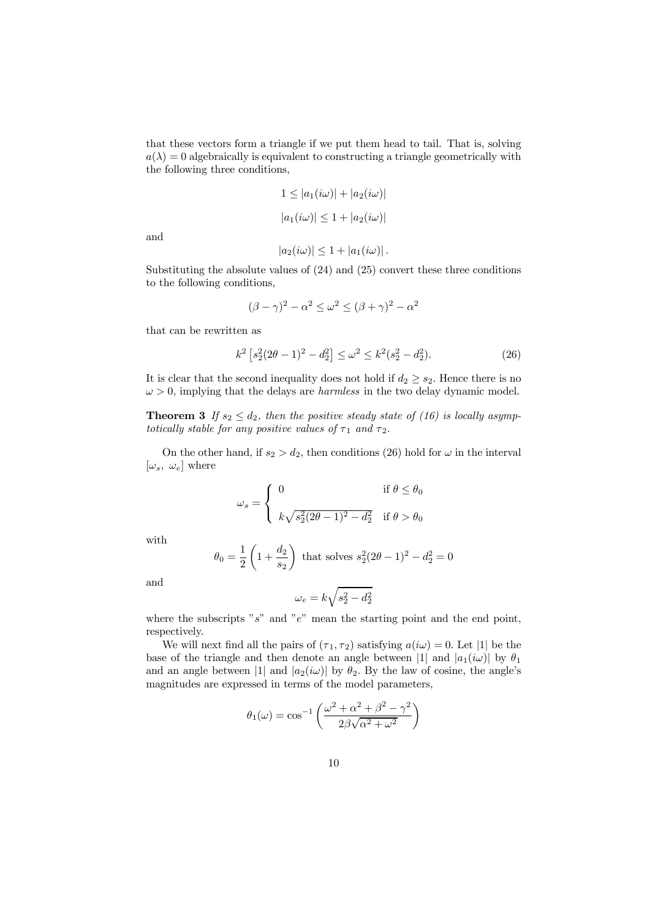that these vectors form a triangle if we put them head to tail. That is, solving $a(\lambda) = 0$ algebraically is equivalent to constructing a triangle geometrically with the following three conditions,

$$1 \leq |a_1(i\omega)| + |a_2(i\omega)|$$

$$|a_1(i\omega)| \leq 1 + |a_2(i\omega)|$$

and

$$|a_2(i\omega)| \leq 1 + |a_1(i\omega)| \, .$$

Substituting the absolute values of (24) and (25) convert these three conditions to the following conditions,

$$(\beta - \gamma)^2 - \alpha^2 \leq \omega^2 \leq (\beta + \gamma)^2 - \alpha^2$$

that can be rewritten as

$$k^2 \left[ s_2^2 (2\theta - 1)^2 - d_2^2 \right] \leq \omega^2 \leq k^2 (s_2^2 - d_2^2). \tag{26}$$

It is clear that the second inequality does not hold if $d_2 \geq s_2$. Hence there is no $\omega > 0$, implying that the delays are *harmless* in the two delay dynamic model.

**Theorem 3** *If $s_2 \leq d_2$, then the positive steady state of (16) is locally asymptotically stable for any positive values of $\tau_1$ and $\tau_2$.*

On the other hand, if $s_2 > d_2$, then conditions (26) hold for $\omega$ in the interval $[\omega_s, \ \omega_e]$ where

$$\omega_s = \begin{cases} 0 & \text{if } \theta \leq \theta_0 \\ k\sqrt{s_2^2 (2\theta - 1)^2 - d_2^2} & \text{if } \theta > \theta_0 \end{cases}$$

with

$$\theta_0 = \frac{1}{2} \left( 1 + \frac{d_2}{s_2} \right) \text{ that solves } s_2^2 (2\theta - 1)^2 - d_2^2 = 0$$

and

$$\omega_e = k\sqrt{s_2^2 - d_2^2}$$

where the subscripts "$s$" and "$e$" mean the starting point and the end point, respectively.

We will next find all the pairs of $(\tau_1, \tau_2)$ satisfying $a(i\omega) = 0$. Let $|1|$ be the base of the triangle and then denote an angle between $|1|$ and $|a_1(i\omega)|$ by $\theta_1$ and an angle between $|1|$ and $|a_2(i\omega)|$ by $\theta_2$. By the law of cosine, the angle's magnitudes are expressed in terms of the model parameters,

$$\theta_1(\omega) = \cos^{-1} \left( \frac{\omega^2 + \alpha^2 + \beta^2 - \gamma^2}{2\beta\sqrt{\alpha^2 + \omega^2}} \right)$$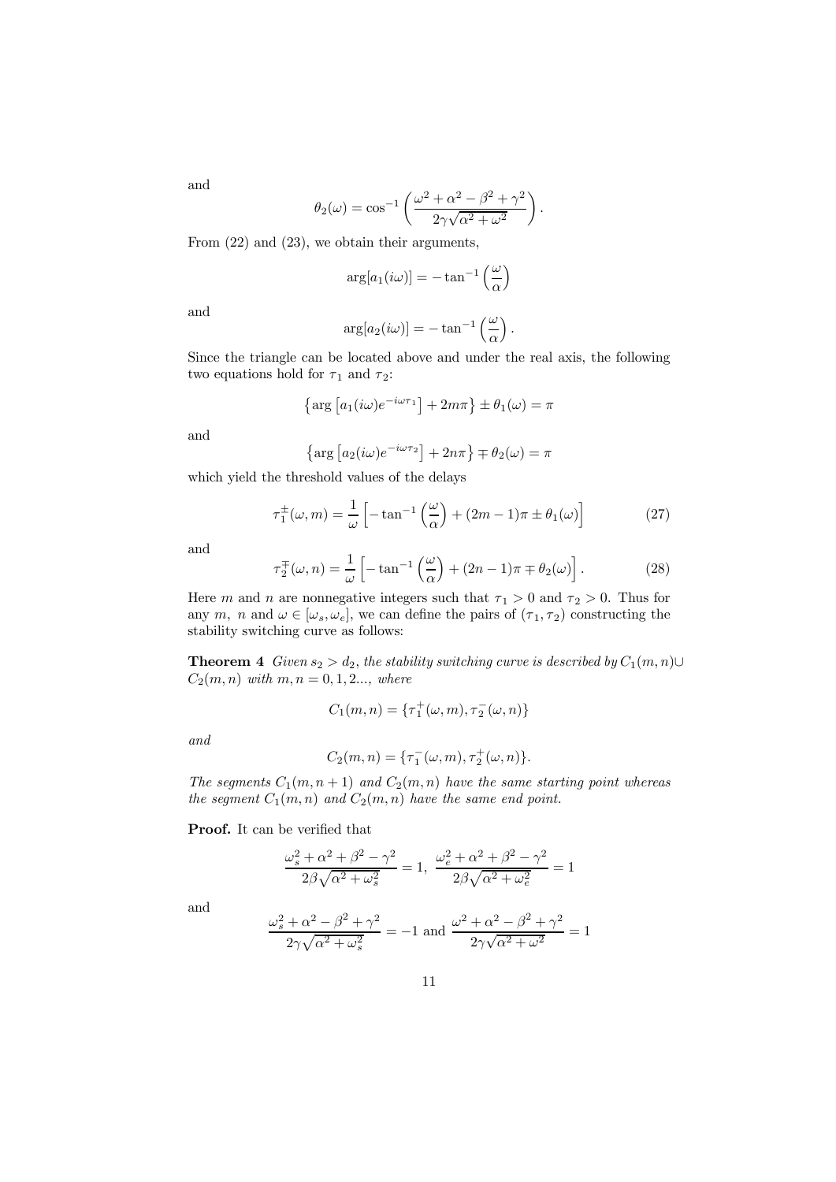and

$$\theta_2(\omega) = \cos^{-1}\left(\frac{\omega^2 + \alpha^2 - \beta^2 + \gamma^2}{2\gamma\sqrt{\alpha^2 + \omega^2}}\right).$$

From (22) and (23), we obtain their arguments,

$$\arg[a_1(i\omega)] = -\tan^{-1}\left(\frac{\omega}{\alpha}\right)$$

and

$$\arg[a_2(i\omega)] = -\tan^{-1}\left(\frac{\omega}{\alpha}\right).$$

Since the triangle can be located above and under the real axis, the following two equations hold for $\tau_1$ and $\tau_2$:

$$\left\{\arg\left[a_1(i\omega)e^{-i\omega\tau_1}\right] + 2m\pi\right\} \pm \theta_1(\omega) = \pi$$

and

$$\left\{\arg\left[a_2(i\omega)e^{-i\omega\tau_2}\right] + 2n\pi\right\} \mp \theta_2(\omega) = \pi$$

which yield the threshold values of the delays

$$\tau_1^{\pm}(\omega, m) = \frac{1}{\omega}\left[-\tan^{-1}\left(\frac{\omega}{\alpha}\right) + (2m-1)\pi \pm \theta_1(\omega)\right] \tag{27}$$

and

$$\tau_2^{\mp}(\omega, n) = \frac{1}{\omega}\left[-\tan^{-1}\left(\frac{\omega}{\alpha}\right) + (2n-1)\pi \mp \theta_2(\omega)\right]. \tag{28}$$

Here $m$ and $n$ are nonnegative integers such that $\tau_1 > 0$ and $\tau_2 > 0$. Thus for any $m$, $n$ and $\omega \in [\omega_s, \omega_e]$, we can define the pairs of $(\tau_1, \tau_2)$ constructing the stability switching curve as follows:

**Theorem 4** *Given $s_2 > d_2$, the stability switching curve is described by $C_1(m,n) \cup C_2(m,n)$ with $m, n = 0, 1, 2...$, where*

$$C_1(m,n) = \{\tau_1^+(\omega, m), \tau_2^-(\omega, n)\}$$

*and*

$$C_2(m,n) = \{\tau_1^-(\omega, m), \tau_2^+(\omega, n)\}.$$

*The segments $C_1(m, n+1)$ and $C_2(m,n)$ have the same starting point whereas the segment $C_1(m,n)$ and $C_2(m,n)$ have the same end point.*

**Proof.** It can be verified that

$$\frac{\omega_s^2 + \alpha^2 + \beta^2 - \gamma^2}{2\beta\sqrt{\alpha^2 + \omega_s^2}} = 1, \ \frac{\omega_e^2 + \alpha^2 + \beta^2 - \gamma^2}{2\beta\sqrt{\alpha^2 + \omega_e^2}} = 1$$

and

$$\frac{\omega_s^2 + \alpha^2 - \beta^2 + \gamma^2}{2\gamma\sqrt{\alpha^2 + \omega_s^2}} = -1 \text{ and } \frac{\omega^2 + \alpha^2 - \beta^2 + \gamma^2}{2\gamma\sqrt{\alpha^2 + \omega^2}} = 1$$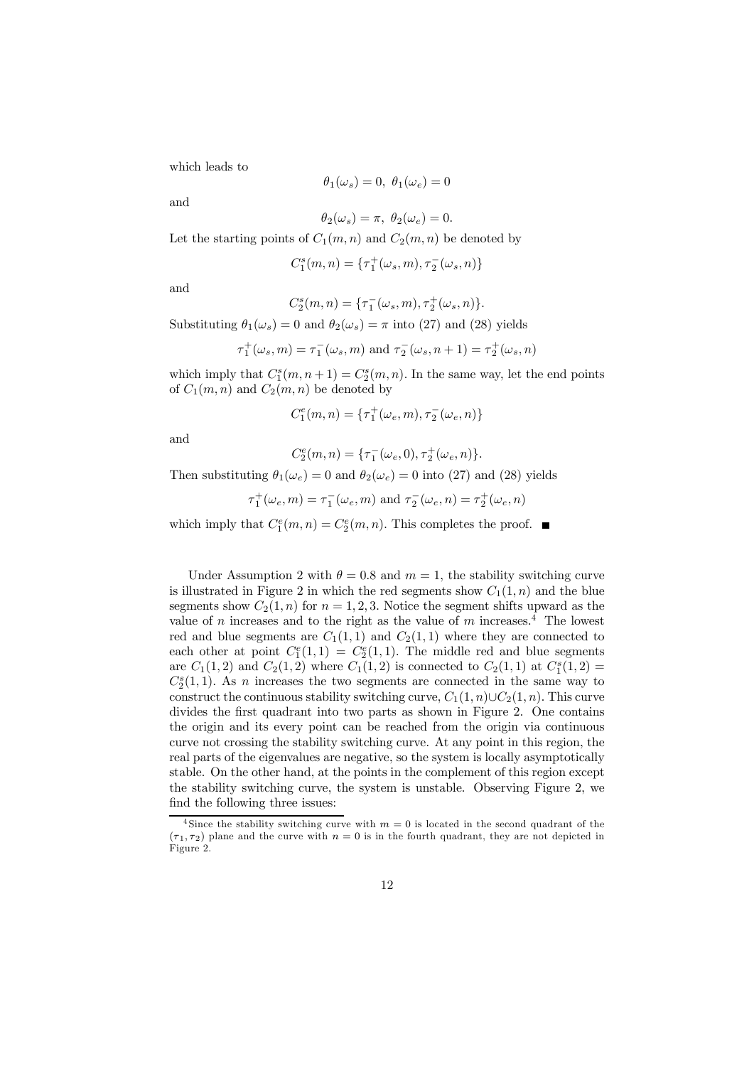which leads to

$$\theta_1(\omega_s) = 0,\ \theta_1(\omega_e) = 0$$

and

$$\theta_2(\omega_s) = \pi,\ \theta_2(\omega_e) = 0.$$

Let the starting points of $C_1(m,n)$ and $C_2(m,n)$ be denoted by

$$C_1^s(m,n) = \{\tau_1^+(\omega_s, m), \tau_2^-(\omega_s, n)\}$$

and

$$C_2^s(m,n) = \{\tau_1^-(\omega_s, m), \tau_2^+(\omega_s, n)\}.$$

Substituting $\theta_1(\omega_s) = 0$ and $\theta_2(\omega_s) = \pi$ into (27) and (28) yields

$$\tau_1^+(\omega_s, m) = \tau_1^-(\omega_s, m) \text{ and } \tau_2^-(\omega_s, n+1) = \tau_2^+(\omega_s, n)$$

which imply that $C_1^s(m, n+1) = C_2^s(m,n)$. In the same way, let the end points of $C_1(m,n)$ and $C_2(m,n)$ be denoted by

$$C_1^e(m,n) = \{\tau_1^+(\omega_e, m), \tau_2^-(\omega_e, n)\}$$

and

$$C_2^e(m,n) = \{\tau_1^-(\omega_e, 0), \tau_2^+(\omega_e, n)\}.$$

Then substituting $\theta_1(\omega_e) = 0$ and $\theta_2(\omega_e) = 0$ into (27) and (28) yields

$$\tau_1^+(\omega_e, m) = \tau_1^-(\omega_e, m) \text{ and } \tau_2^-(\omega_e, n) = \tau_2^+(\omega_e, n)$$

which imply that $C_1^e(m,n) = C_2^e(m,n)$. This completes the proof. ∎

Under Assumption 2 with $\theta = 0.8$ and $m = 1$, the stability switching curve is illustrated in Figure 2 in which the red segments show $C_1(1,n)$ and the blue segments show $C_2(1,n)$ for $n = 1, 2, 3$. Notice the segment shifts upward as the value of $n$ increases and to the right as the value of $m$ increases.[4] The lowest red and blue segments are $C_1(1,1)$ and $C_2(1,1)$ where they are connected to each other at point $C_1^e(1,1) = C_2^e(1,1)$. The middle red and blue segments are $C_1(1,2)$ and $C_2(1,2)$ where $C_1(1,2)$ is connected to $C_2(1,1)$ at $C_1^s(1,2) = C_2^s(1,1)$. As $n$ increases the two segments are connected in the same way to construct the continuous stability switching curve, $C_1(1,n) \cup C_2(1,n)$. This curve divides the first quadrant into two parts as shown in Figure 2. One contains the origin and its every point can be reached from the origin via continuous curve not crossing the stability switching curve. At any point in this region, the real parts of the eigenvalues are negative, so the system is locally asymptotically stable. On the other hand, at the points in the complement of this region except the stability switching curve, the system is unstable. Observing Figure 2, we find the following three issues:

[4] Since the stability switching curve with $m = 0$ is located in the second quadrant of the $(\tau_1, \tau_2)$ plane and the curve with $n = 0$ is in the fourth quadrant, they are not depicted in Figure 2.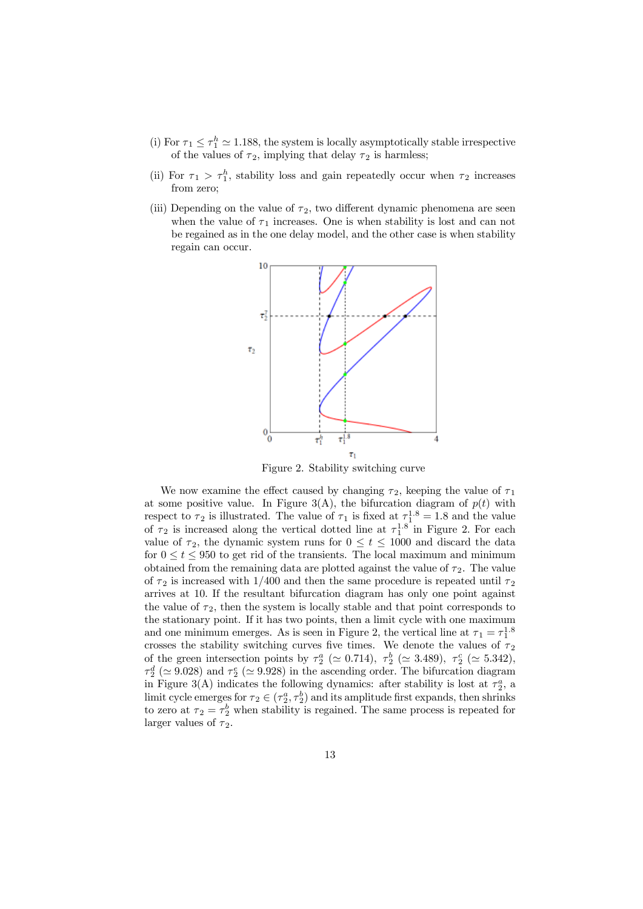(i) For $\tau_1 \le \tau_1^h \simeq 1.188$, the system is locally asymptotically stable irrespective of the values of $\tau_2$, implying that delay $\tau_2$ is harmless;

(ii) For $\tau_1 > \tau_1^h$, stability loss and gain repeatedly occur when $\tau_2$ increases from zero;

(iii) Depending on the value of $\tau_2$, two different dynamic phenomena are seen when the value of $\tau_1$ increases. One is when stability is lost and can not be regained as in the one delay model, and the other case is when stability regain can occur.

Figure 2. Stability switching curve

We now examine the effect caused by changing $\tau_2$, keeping the value of $\tau_1$ at some positive value. In Figure 3(A), the bifurcation diagram of $p(t)$ with respect to $\tau_2$ is illustrated. The value of $\tau_1$ is fixed at $\tau_1^{1.8} = 1.8$ and the value of $\tau_2$ is increased along the vertical dotted line at $\tau_1^{1.8}$ in Figure 2. For each value of $\tau_2$, the dynamic system runs for $0 \le t \le 1000$ and discard the data for $0 \le t \le 950$ to get rid of the transients. The local maximum and minimum obtained from the remaining data are plotted against the value of $\tau_2$. The value of $\tau_2$ is increased with $1/400$ and then the same procedure is repeated until $\tau_2$ arrives at 10. If the resultant bifurcation diagram has only one point against the value of $\tau_2$, then the system is locally stable and that point corresponds to the stationary point. If it has two points, then a limit cycle with one maximum and one minimum emerges. As is seen in Figure 2, the vertical line at $\tau_1 = \tau_1^{1.8}$ crosses the stability switching curves five times. We denote the values of $\tau_2$ of the green intersection points by $\tau_2^a$ ($\simeq 0.714$), $\tau_2^b$ ($\simeq 3.489$), $\tau_2^c$ ($\simeq 5.342$), $\tau_2^d$ ($\simeq 9.028$) and $\tau_2^e$ ($\simeq 9.928$) in the ascending order. The bifurcation diagram in Figure 3(A) indicates the following dynamics: after stability is lost at $\tau_2^a$, a limit cycle emerges for $\tau_2 \in (\tau_2^a, \tau_2^b)$ and its amplitude first expands, then shrinks to zero at $\tau_2 = \tau_2^b$ when stability is regained. The same process is repeated for larger values of $\tau_2$.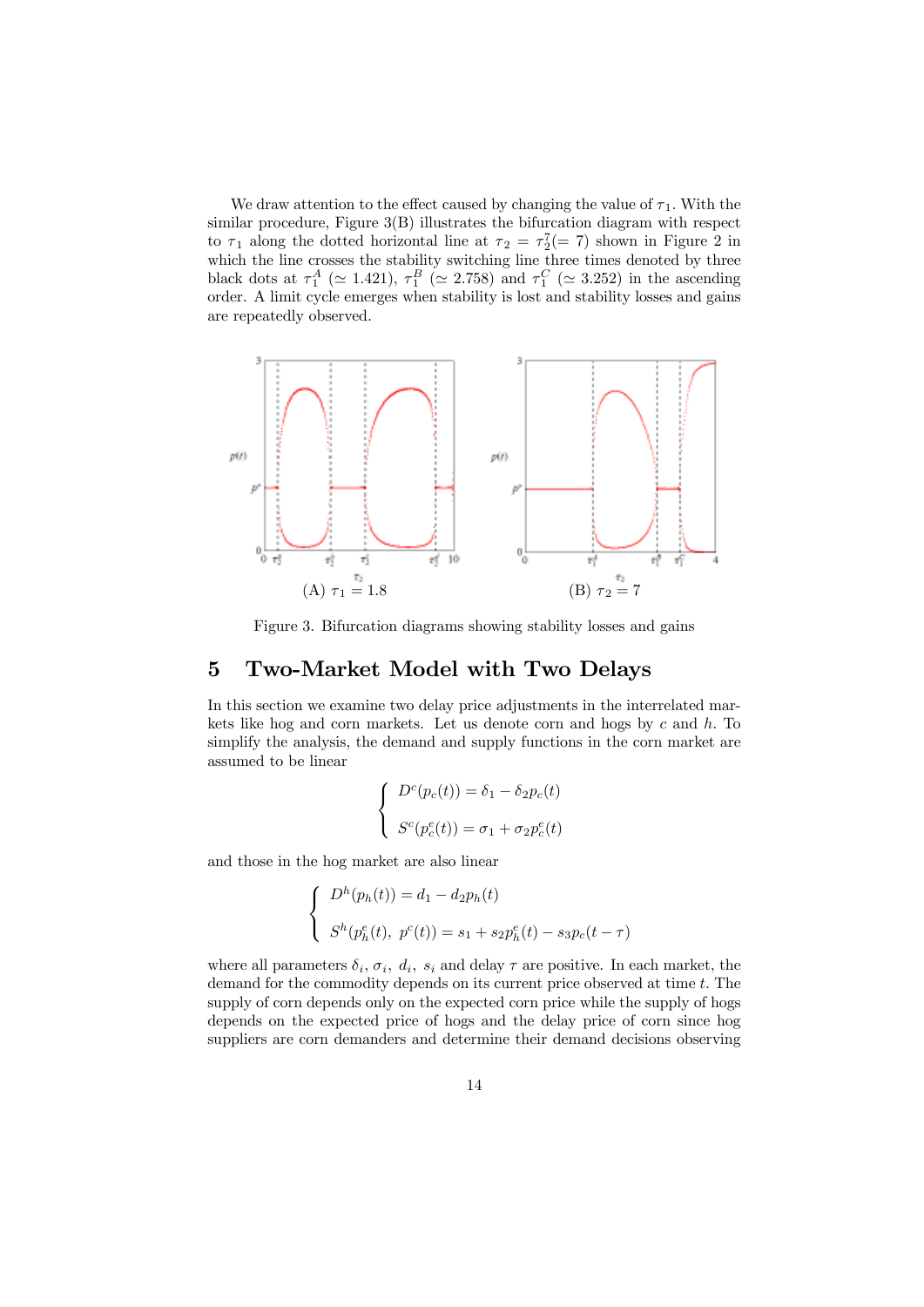We draw attention to the effect caused by changing the value of $\tau_1$. With the similar procedure, Figure 3(B) illustrates the bifurcation diagram with respect to $\tau_1$ along the dotted horizontal line at $\tau_2 = \tau_2^7 (= 7)$ shown in Figure 2 in which the line crosses the stability switching line three times denoted by three black dots at $\tau_1^A$ ($\simeq 1.421$), $\tau_1^B$ ($\simeq 2.758$) and $\tau_1^C$ ($\simeq 3.252$) in the ascending order. A limit cycle emerges when stability is lost and stability losses and gains are repeatedly observed.

(A) $\tau_1 = 1.8$ (B) $\tau_2 = 7$

Figure 3. Bifurcation diagrams showing stability losses and gains

## 5 Two-Market Model with Two Delays

In this section we examine two delay price adjustments in the interrelated markets like hog and corn markets. Let us denote corn and hogs by $c$ and $h$. To simplify the analysis, the demand and supply functions in the corn market are assumed to be linear

$$\begin{cases} D^c(p_c(t)) = \delta_1 - \delta_2 p_c(t) \\ S^c(p_c^e(t)) = \sigma_1 + \sigma_2 p_c^e(t) \end{cases}$$

and those in the hog market are also linear

$$\begin{cases} D^h(p_h(t)) = d_1 - d_2 p_h(t) \\ S^h(p_h^e(t),\ p^c(t)) = s_1 + s_2 p_h^e(t) - s_3 p_c(t-\tau) \end{cases}$$

where all parameters $\delta_i$, $\sigma_i$, $d_i$, $s_i$ and delay $\tau$ are positive. In each market, the demand for the commodity depends on its current price observed at time $t$. The supply of corn depends only on the expected corn price while the supply of hogs depends on the expected price of hogs and the delay price of corn since hog suppliers are corn demanders and determine their demand decisions observing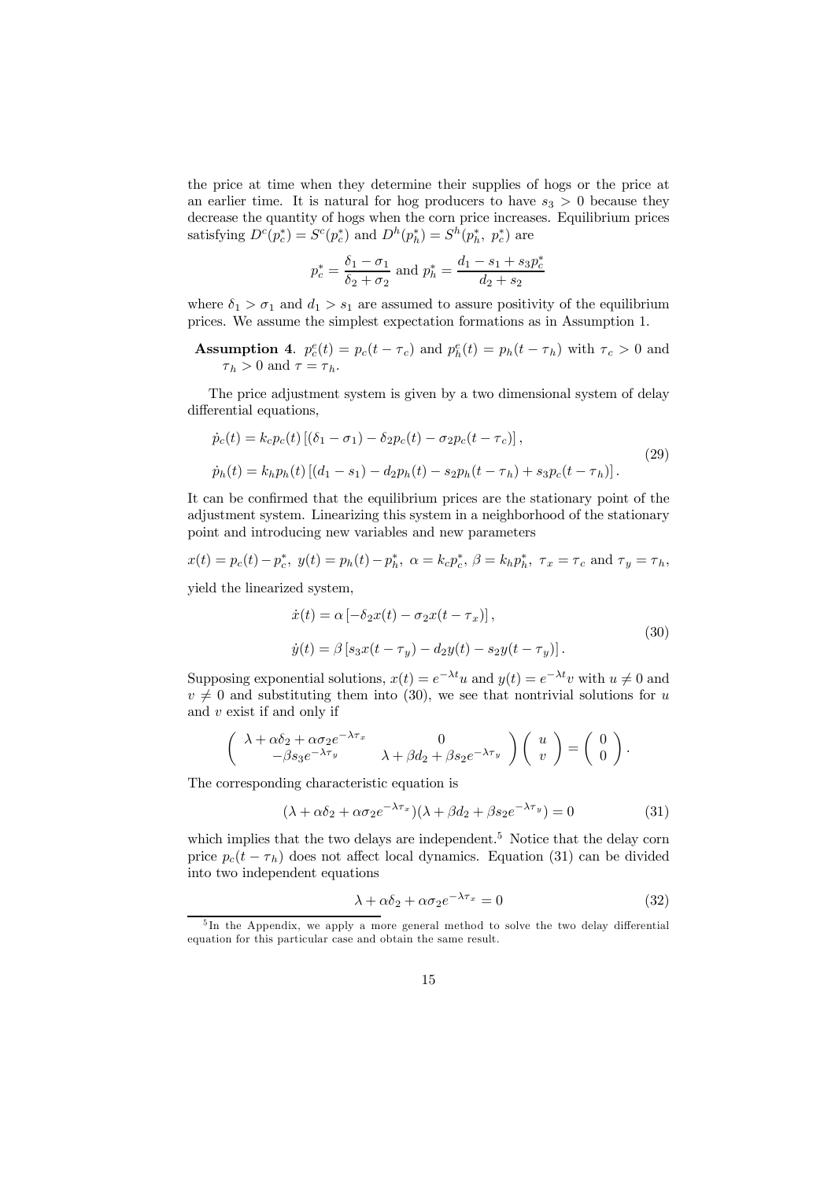the price at time when they determine their supplies of hogs or the price at an earlier time. It is natural for hog producers to have $s_3 > 0$ because they decrease the quantity of hogs when the corn price increases. Equilibrium prices satisfying $D^c(p_c^*) = S^c(p_c^*)$ and $D^h(p_h^*) = S^h(p_h^*, p_c^*)$ are

$$p_c^* = \frac{\delta_1 - \sigma_1}{\delta_2 + \sigma_2} \text{ and } p_h^* = \frac{d_1 - s_1 + s_3 p_c^*}{d_2 + s_2}$$

where $\delta_1 > \sigma_1$ and $d_1 > s_1$ are assumed to assure positivity of the equilibrium prices. We assume the simplest expectation formations as in Assumption 1.

**Assumption 4**. $p_c^e(t) = p_c(t - \tau_c)$ and $p_h^e(t) = p_h(t - \tau_h)$ with $\tau_c > 0$ and $\tau_h > 0$ and $\tau = \tau_h$.

The price adjustment system is given by a two dimensional system of delay differential equations,

$$\begin{aligned}
\dot{p}_c(t) &= k_c p_c(t) \left[ (\delta_1 - \sigma_1) - \delta_2 p_c(t) - \sigma_2 p_c(t - \tau_c) \right], \\
\dot{p}_h(t) &= k_h p_h(t) \left[ (d_1 - s_1) - d_2 p_h(t) - s_2 p_h(t - \tau_h) + s_3 p_c(t - \tau_h) \right].
\end{aligned} \tag{29}$$

It can be confirmed that the equilibrium prices are the stationary point of the adjustment system. Linearizing this system in a neighborhood of the stationary point and introducing new variables and new parameters

$$x(t) = p_c(t) - p_c^*,\ y(t) = p_h(t) - p_h^*,\ \alpha = k_c p_c^*,\ \beta = k_h p_h^*,\ \tau_x = \tau_c \text{ and } \tau_y = \tau_h,$$

yield the linearized system,

$$\begin{aligned}
\dot{x}(t) &= \alpha \left[ -\delta_2 x(t) - \sigma_2 x(t - \tau_x) \right], \\
\dot{y}(t) &= \beta \left[ s_3 x(t - \tau_y) - d_2 y(t) - s_2 y(t - \tau_y) \right].
\end{aligned} \tag{30}$$

Supposing exponential solutions, $x(t) = e^{-\lambda t} u$ and $y(t) = e^{-\lambda t} v$ with $u \neq 0$ and $v \neq 0$ and substituting them into (30), we see that nontrivial solutions for $u$ and $v$ exist if and only if

$$\begin{pmatrix} \lambda + \alpha\delta_2 + \alpha\sigma_2 e^{-\lambda\tau_x} & 0 \\ -\beta s_3 e^{-\lambda\tau_y} & \lambda + \beta d_2 + \beta s_2 e^{-\lambda\tau_y} \end{pmatrix} \begin{pmatrix} u \\ v \end{pmatrix} = \begin{pmatrix} 0 \\ 0 \end{pmatrix}.$$

The corresponding characteristic equation is

$$(\lambda + \alpha\delta_2 + \alpha\sigma_2 e^{-\lambda\tau_x})(\lambda + \beta d_2 + \beta s_2 e^{-\lambda\tau_y}) = 0 \tag{31}$$

which implies that the two delays are independent.[5] Notice that the delay corn price $p_c(t - \tau_h)$ does not affect local dynamics. Equation (31) can be divided into two independent equations

$$\lambda + \alpha\delta_2 + \alpha\sigma_2 e^{-\lambda\tau_x} = 0 \tag{32}$$

[5] In the Appendix, we apply a more general method to solve the two delay differential equation for this particular case and obtain the same result.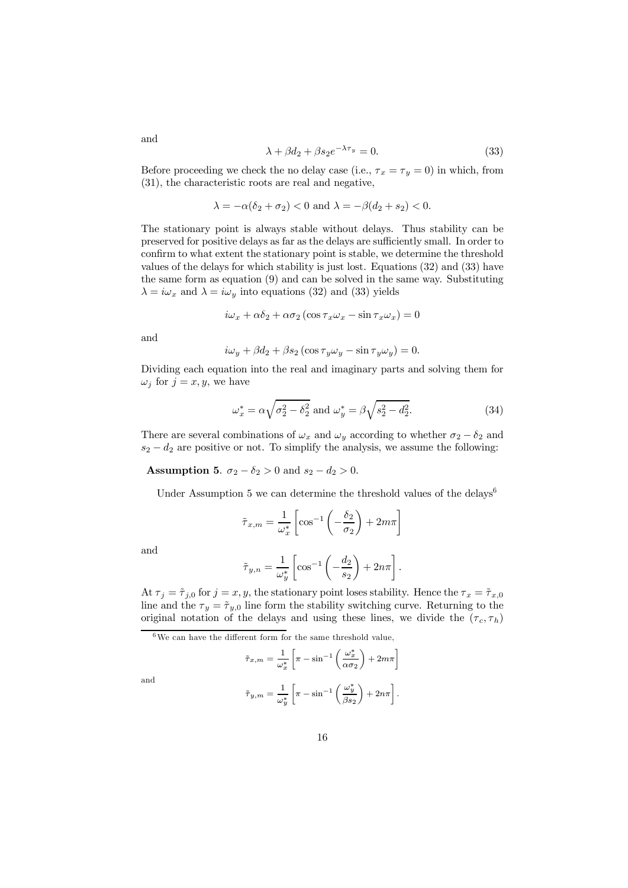and

$$\lambda + \beta d_2 + \beta s_2 e^{-\lambda \tau_y} = 0. \tag{33}$$

Before proceeding we check the no delay case (i.e., $\tau_x = \tau_y = 0$) in which, from (31), the characteristic roots are real and negative,

$$\lambda = -\alpha(\delta_2 + \sigma_2) < 0 \text{ and } \lambda = -\beta(d_2 + s_2) < 0.$$

The stationary point is always stable without delays. Thus stability can be preserved for positive delays as far as the delays are sufficiently small. In order to confirm to what extent the stationary point is stable, we determine the threshold values of the delays for which stability is just lost. Equations (32) and (33) have the same form as equation (9) and can be solved in the same way. Substituting $\lambda = i\omega_x$ and $\lambda = i\omega_y$ into equations (32) and (33) yields

$$i\omega_x + \alpha\delta_2 + \alpha\sigma_2 (\cos \tau_x \omega_x - \sin \tau_x \omega_x) = 0$$

and

$$i\omega_y + \beta d_2 + \beta s_2 (\cos \tau_y \omega_y - \sin \tau_y \omega_y) = 0.$$

Dividing each equation into the real and imaginary parts and solving them for $\omega_j$ for $j = x, y$, we have

$$\omega_x^* = \alpha\sqrt{\sigma_2^2 - \delta_2^2} \text{ and } \omega_y^* = \beta\sqrt{s_2^2 - d_2^2}. \tag{34}$$

There are several combinations of $\omega_x$ and $\omega_y$ according to whether $\sigma_2 - \delta_2$ and $s_2 - d_2$ are positive or not. To simplify the analysis, we assume the following:

**Assumption 5**. $\sigma_2 - \delta_2 > 0$ and $s_2 - d_2 > 0$.

Under Assumption 5 we can determine the threshold values of the delays[6]

$$\tilde{\tau}_{x,m} = \frac{1}{\omega_x^*}\left[\cos^{-1}\left(-\frac{\delta_2}{\sigma_2}\right) + 2m\pi\right]$$

and

$$\tilde{\tau}_{y,n} = \frac{1}{\omega_y^*}\left[\cos^{-1}\left(-\frac{d_2}{s_2}\right) + 2n\pi\right].$$

At $\tau_j = \tilde{\tau}_{j,0}$ for $j = x, y$, the stationary point loses stability. Hence the $\tau_x = \tilde{\tau}_{x,0}$ line and the $\tau_y = \tilde{\tau}_{y,0}$ line form the stability switching curve. Returning to the original notation of the delays and using these lines, we divide the $(\tau_c, \tau_h)$

[6] We can have the different form for the same threshold value,

$$\tilde{\tau}_{x,m} = \frac{1}{\omega_x^*}\left[\pi - \sin^{-1}\left(\frac{\omega_x^*}{\alpha\sigma_2}\right) + 2m\pi\right]$$

and

$$\tilde{\tau}_{y,m} = \frac{1}{\omega_y^*}\left[\pi - \sin^{-1}\left(\frac{\omega_y^*}{\beta s_2}\right) + 2n\pi\right].$$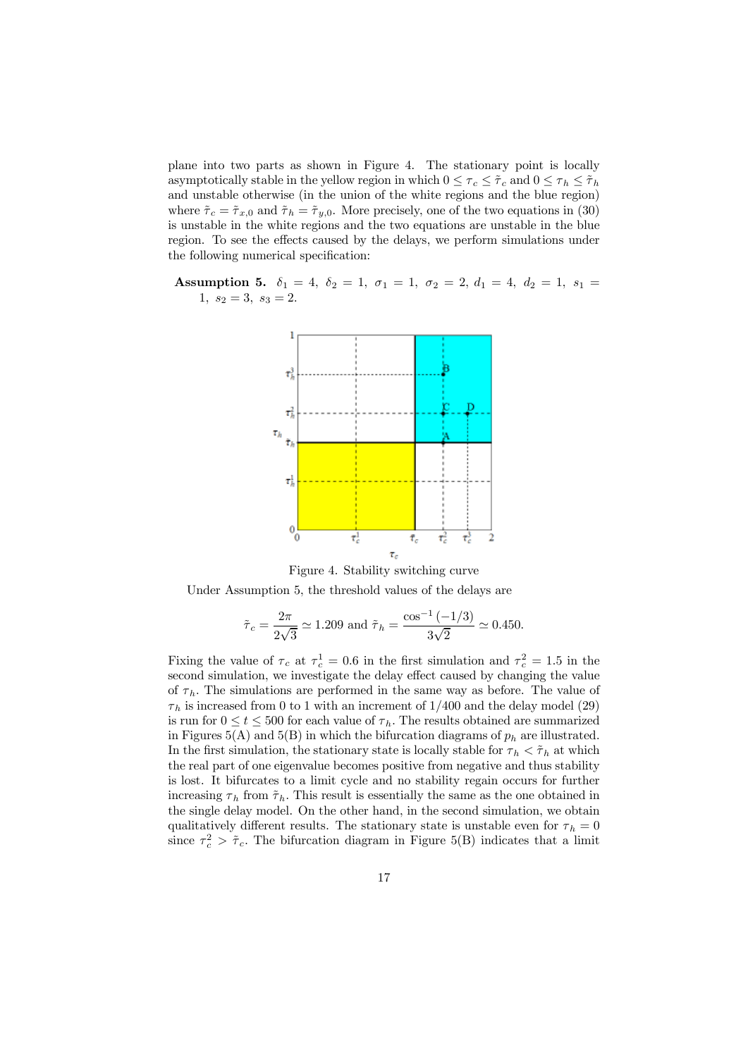plane into two parts as shown in Figure 4. The stationary point is locally asymptotically stable in the yellow region in which $0 \leq \tau_c \leq \tilde{\tau}_c$ and $0 \leq \tau_h \leq \tilde{\tau}_h$ and unstable otherwise (in the union of the white regions and the blue region) where $\tilde{\tau}_c = \tilde{\tau}_{x,0}$ and $\tilde{\tau}_h = \tilde{\tau}_{y,0}$. More precisely, one of the two equations in (30) is unstable in the white regions and the two equations are unstable in the blue region. To see the effects caused by the delays, we perform simulations under the following numerical specification:

**Assumption 5.** $\delta_1 = 4,\ \delta_2 = 1,\ \sigma_1 = 1,\ \sigma_2 = 2,\ d_1 = 4,\ d_2 = 1,\ s_1 = 1,\ s_2 = 3,\ s_3 = 2.$

Figure 4. Stability switching curve

Under Assumption 5, the threshold values of the delays are

$$\tilde{\tau}_c = \frac{2\pi}{2\sqrt{3}} \simeq 1.209 \text{ and } \tilde{\tau}_h = \frac{\cos^{-1}(-1/3)}{3\sqrt{2}} \simeq 0.450.$$

Fixing the value of $\tau_c$ at $\tau_c^1 = 0.6$ in the first simulation and $\tau_c^2 = 1.5$ in the second simulation, we investigate the effect caused by changing the value of $\tau_h$. The simulations are performed in the same way as before. The value of $\tau_h$ is increased from 0 to 1 with an increment of $1/400$ and the delay model (29) is run for $0 \leq t \leq 500$ for each value of $\tau_h$. The results obtained are summarized in Figures 5(A) and 5(B) in which the bifurcation diagrams of $p_h$ are illustrated. In the first simulation, the stationary state is locally stable for $\tau_h < \tilde{\tau}_h$ at which the real part of one eigenvalue becomes positive from negative and thus stability is lost. It bifurcates to a limit cycle and no stability regain occurs for further increasing $\tau_h$ from $\tilde{\tau}_h$. This result is essentially the same as the one obtained in the single delay model. On the other hand, in the second simulation, we obtain qualitatively different results. The stationary state is unstable even for $\tau_h = 0$ since $\tau_c^2 > \tilde{\tau}_c$. The bifurcation diagram in Figure 5(B) indicates that a limit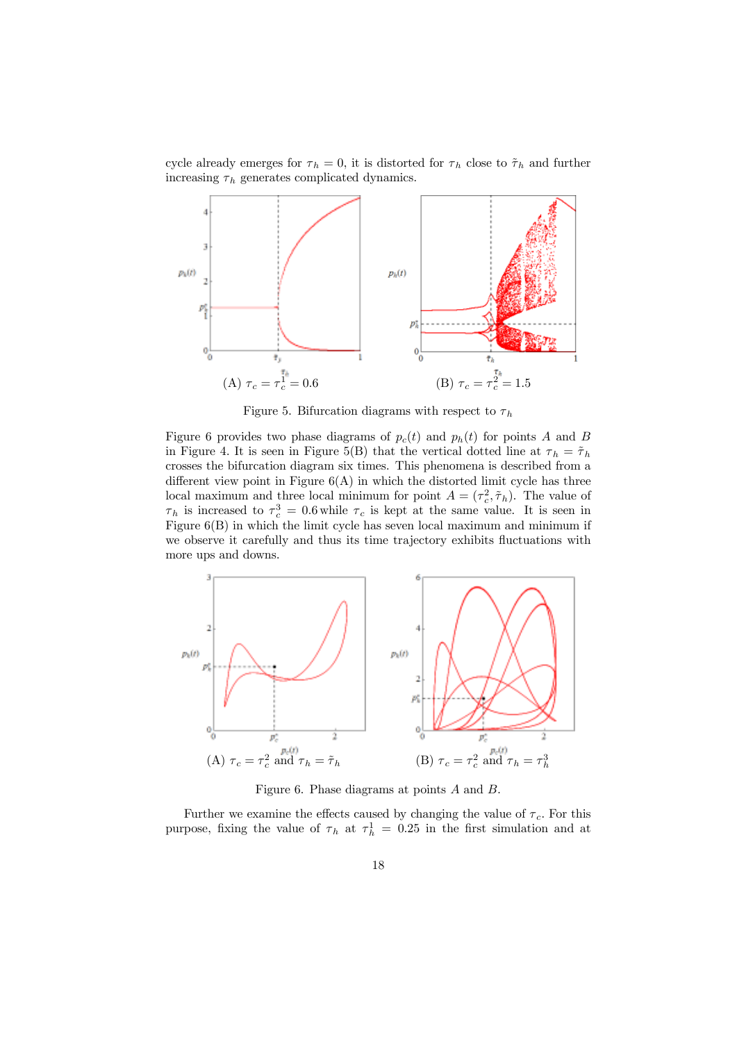cycle already emerges for $\tau_h = 0$, it is distorted for $\tau_h$ close to $\tilde{\tau}_h$ and further increasing $\tau_h$ generates complicated dynamics.

(A) $\tau_c = \tau_c^1 = 0.6$ (B) $\tau_c = \tau_c^2 = 1.5$

Figure 5. Bifurcation diagrams with respect to $\tau_h$

Figure 6 provides two phase diagrams of $p_c(t)$ and $p_h(t)$ for points $A$ and $B$ in Figure 4. It is seen in Figure 5(B) that the vertical dotted line at $\tau_h = \tilde{\tau}_h$ crosses the bifurcation diagram six times. This phenomena is described from a different view point in Figure 6(A) in which the distorted limit cycle has three local maximum and three local minimum for point $A = (\tau_c^2, \tilde{\tau}_h)$. The value of $\tau_h$ is increased to $\tau_c^3 = 0.6$ while $\tau_c$ is kept at the same value. It is seen in Figure 6(B) in which the limit cycle has seven local maximum and minimum if we observe it carefully and thus its time trajectory exhibits fluctuations with more ups and downs.

(A) $\tau_c = \tau_c^2$ and $\tau_h = \tilde{\tau}_h$ (B) $\tau_c = \tau_c^2$ and $\tau_h = \tau_h^3$

Figure 6. Phase diagrams at points $A$ and $B$.

Further we examine the effects caused by changing the value of $\tau_c$. For this purpose, fixing the value of $\tau_h$ at $\tau_h^1 = 0.25$ in the first simulation and at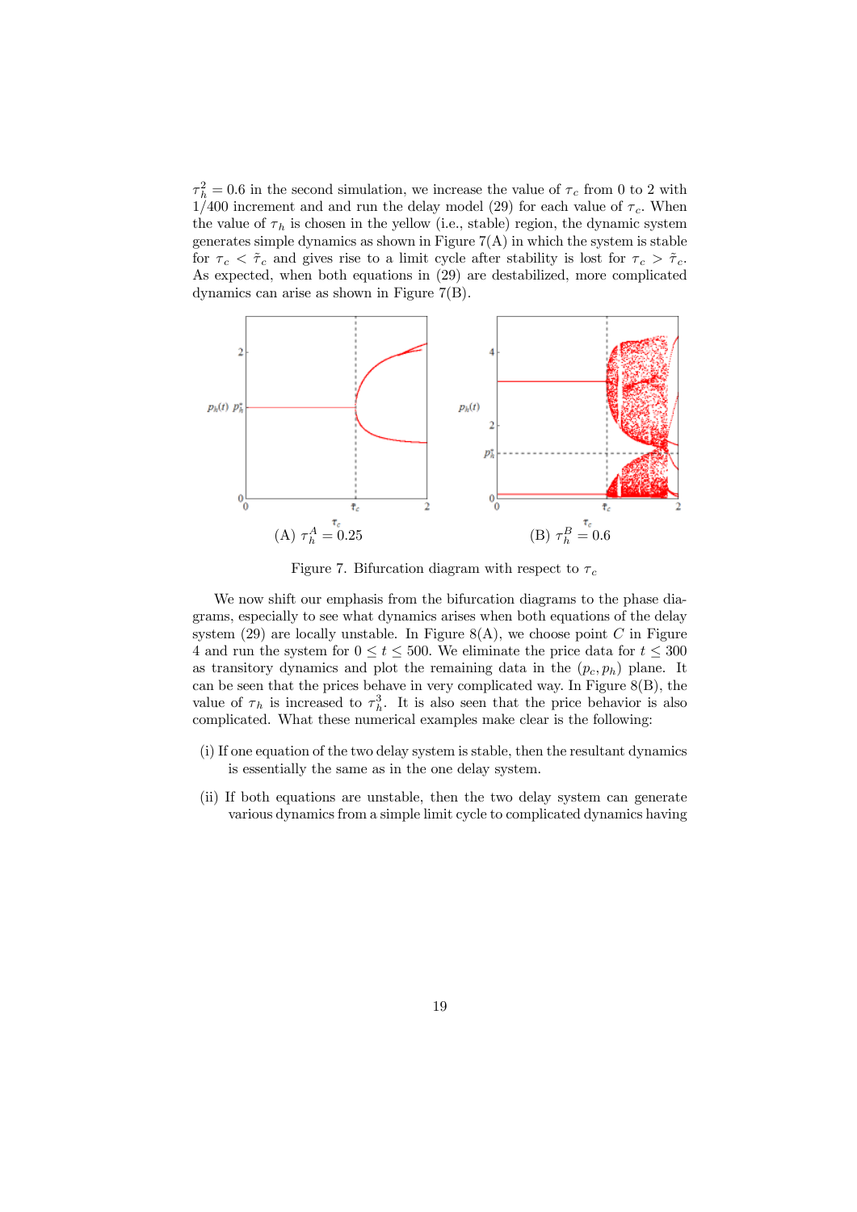$\tau_h^2 = 0.6$ in the second simulation, we increase the value of $\tau_c$ from 0 to 2 with 1/400 increment and and run the delay model (29) for each value of $\tau_c$. When the value of $\tau_h$ is chosen in the yellow (i.e., stable) region, the dynamic system generates simple dynamics as shown in Figure 7(A) in which the system is stable for $\tau_c < \tilde{\tau}_c$ and gives rise to a limit cycle after stability is lost for $\tau_c > \tilde{\tau}_c$. As expected, when both equations in (29) are destabilized, more complicated dynamics can arise as shown in Figure 7(B).

(A) $\tau_h^A = 0.25$ (B) $\tau_h^B = 0.6$

Figure 7. Bifurcation diagram with respect to $\tau_c$

We now shift our emphasis from the bifurcation diagrams to the phase diagrams, especially to see what dynamics arises when both equations of the delay system (29) are locally unstable. In Figure 8(A), we choose point $C$ in Figure 4 and run the system for $0 \leq t \leq 500$. We eliminate the price data for $t \leq 300$ as transitory dynamics and plot the remaining data in the $(p_c, p_h)$ plane. It can be seen that the prices behave in very complicated way. In Figure 8(B), the value of $\tau_h$ is increased to $\tau_h^3$. It is also seen that the price behavior is also complicated. What these numerical examples make clear is the following:

(i) If one equation of the two delay system is stable, then the resultant dynamics is essentially the same as in the one delay system.

(ii) If both equations are unstable, then the two delay system can generate various dynamics from a simple limit cycle to complicated dynamics having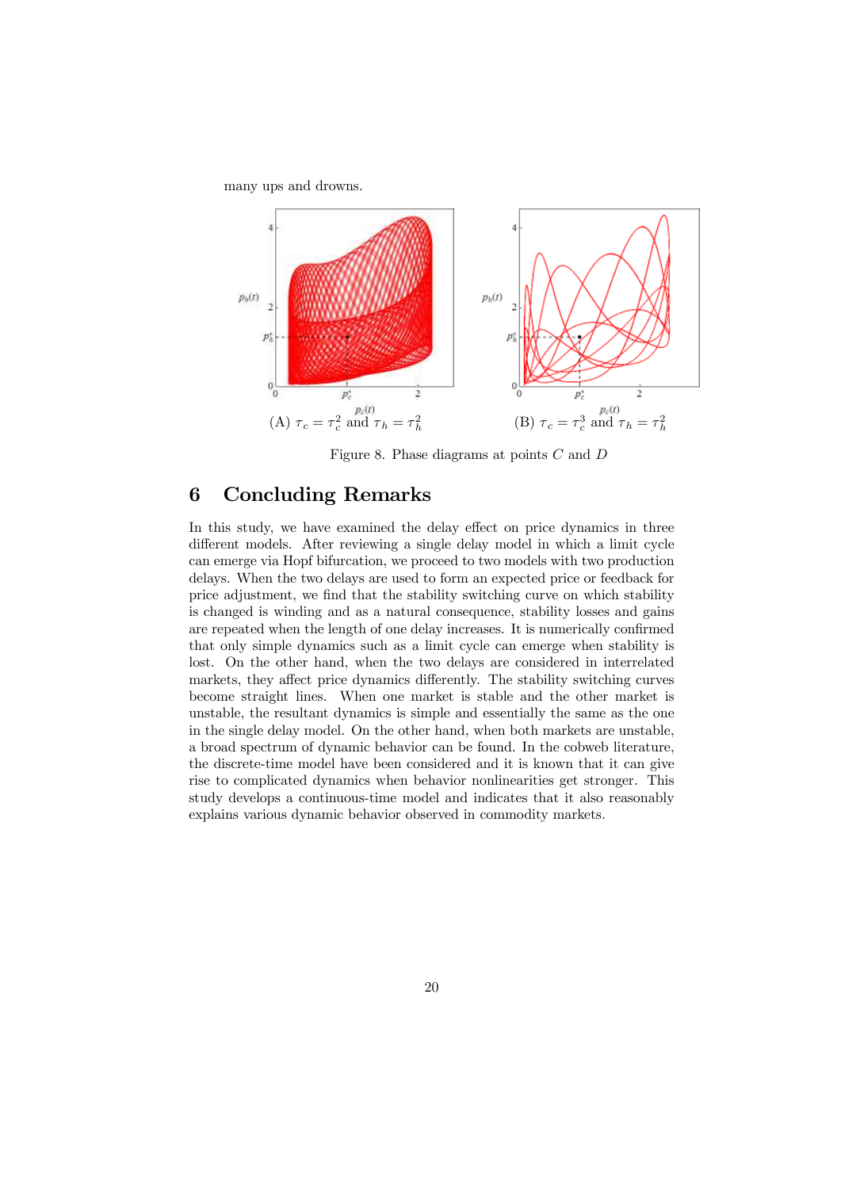many ups and drowns.

(A) $\tau_c = \tau_c^2$ and $\tau_h = \tau_h^2$

(B) $\tau_c = \tau_c^3$ and $\tau_h = \tau_h^2$

Figure 8. Phase diagrams at points $C$ and $D$

# 6 Concluding Remarks

In this study, we have examined the delay effect on price dynamics in three different models. After reviewing a single delay model in which a limit cycle can emerge via Hopf bifurcation, we proceed to two models with two production delays. When the two delays are used to form an expected price or feedback for price adjustment, we find that the stability switching curve on which stability is changed is winding and as a natural consequence, stability losses and gains are repeated when the length of one delay increases. It is numerically confirmed that only simple dynamics such as a limit cycle can emerge when stability is lost. On the other hand, when the two delays are considered in interrelated markets, they affect price dynamics differently. The stability switching curves become straight lines. When one market is stable and the other market is unstable, the resultant dynamics is simple and essentially the same as the one in the single delay model. On the other hand, when both markets are unstable, a broad spectrum of dynamic behavior can be found. In the cobweb literature, the discrete-time model have been considered and it is known that it can give rise to complicated dynamics when behavior nonlinearities get stronger. This study develops a continuous-time model and indicates that it also reasonably explains various dynamic behavior observed in commodity markets.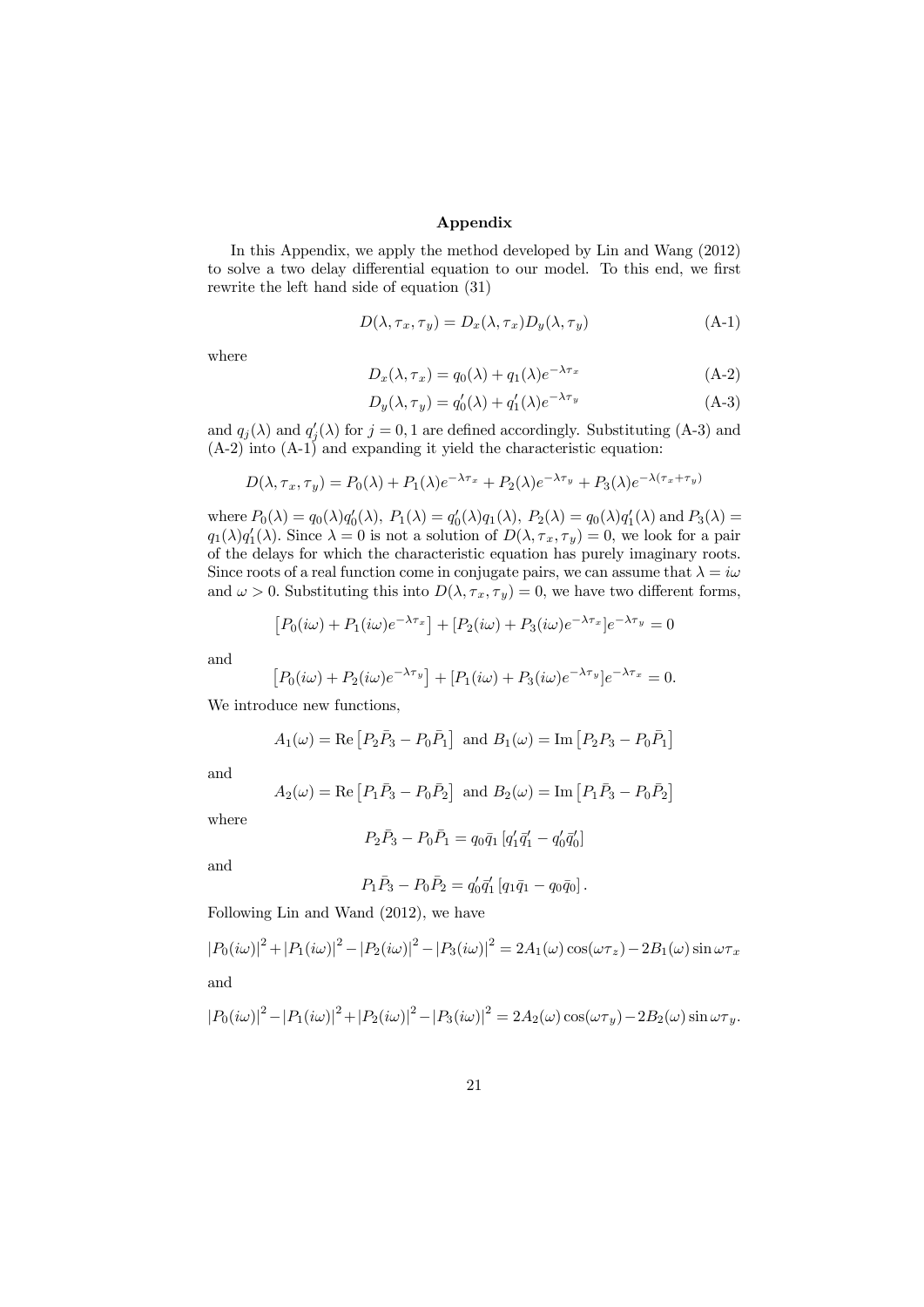## Appendix

In this Appendix, we apply the method developed by Lin and Wang (2012) to solve a two delay differential equation to our model. To this end, we first rewrite the left hand side of equation (31)

$$D(\lambda, \tau_x, \tau_y) = D_x(\lambda, \tau_x) D_y(\lambda, \tau_y) \tag{A-1}$$

where

$$D_x(\lambda, \tau_x) = q_0(\lambda) + q_1(\lambda) e^{-\lambda \tau_x} \tag{A-2}$$

$$D_y(\lambda, \tau_y) = q_0'(\lambda) + q_1'(\lambda) e^{-\lambda \tau_y} \tag{A-3}$$

and $q_j(\lambda)$ and $q_j'(\lambda)$ for $j = 0, 1$ are defined accordingly. Substituting (A-3) and (A-2) into (A-1) and expanding it yield the characteristic equation:

$$D(\lambda, \tau_x, \tau_y) = P_0(\lambda) + P_1(\lambda) e^{-\lambda \tau_x} + P_2(\lambda) e^{-\lambda \tau_y} + P_3(\lambda) e^{-\lambda(\tau_x + \tau_y)}$$

where $P_0(\lambda) = q_0(\lambda) q_0'(\lambda)$, $P_1(\lambda) = q_0'(\lambda) q_1(\lambda)$, $P_2(\lambda) = q_0(\lambda) q_1'(\lambda)$ and $P_3(\lambda) = q_1(\lambda) q_1'(\lambda)$. Since $\lambda = 0$ is not a solution of $D(\lambda, \tau_x, \tau_y) = 0$, we look for a pair of the delays for which the characteristic equation has purely imaginary roots. Since roots of a real function come in conjugate pairs, we can assume that $\lambda = i\omega$ and $\omega > 0$. Substituting this into $D(\lambda, \tau_x, \tau_y) = 0$, we have two different forms,

$$\left[P_0(i\omega) + P_1(i\omega) e^{-\lambda \tau_x}\right] + \left[P_2(i\omega) + P_3(i\omega) e^{-\lambda \tau_x}\right] e^{-\lambda \tau_y} = 0$$

and

$$\left[P_0(i\omega) + P_2(i\omega) e^{-\lambda \tau_y}\right] + \left[P_1(i\omega) + P_3(i\omega) e^{-\lambda \tau_y}\right] e^{-\lambda \tau_x} = 0.$$

We introduce new functions,

$$A_1(\omega) = \text{Re}\left[P_2 \bar{P}_3 - P_0 \bar{P}_1\right] \text{ and } B_1(\omega) = \text{Im}\left[P_2 P_3 - P_0 \bar{P}_1\right]$$

and

$$A_2(\omega) = \text{Re}\left[P_1 \bar{P}_3 - P_0 \bar{P}_2\right] \text{ and } B_2(\omega) = \text{Im}\left[P_1 \bar{P}_3 - P_0 \bar{P}_2\right]$$

where

$$P_2 \bar{P}_3 - P_0 \bar{P}_1 = q_0 \bar{q}_1 \left[q_1' \bar{q}_1' - q_0' \bar{q}_0'\right]$$

and

$$P_1 \bar{P}_3 - P_0 \bar{P}_2 = q_0' \bar{q}_1' \left[q_1 \bar{q}_1 - q_0 \bar{q}_0\right].$$

Following Lin and Wand (2012), we have

$$\left|P_0(i\omega)\right|^2 + \left|P_1(i\omega)\right|^2 - \left|P_2(i\omega)\right|^2 - \left|P_3(i\omega)\right|^2 = 2A_1(\omega)\cos(\omega \tau_z) - 2B_1(\omega)\sin \omega \tau_x$$

and

$$\left|P_0(i\omega)\right|^2 - \left|P_1(i\omega)\right|^2 + \left|P_2(i\omega)\right|^2 - \left|P_3(i\omega)\right|^2 = 2A_2(\omega)\cos(\omega \tau_y) - 2B_2(\omega)\sin \omega \tau_y.$$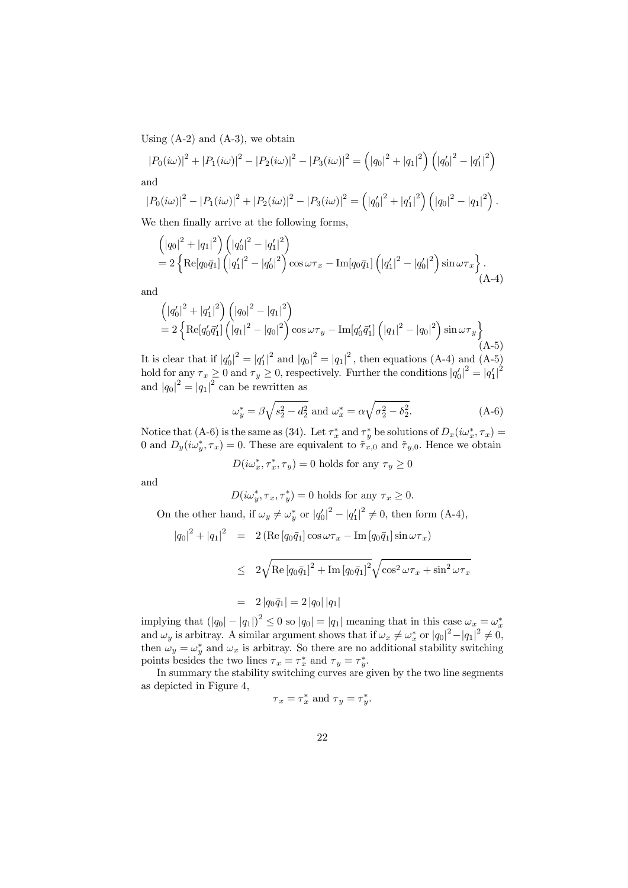Using (A-2) and (A-3), we obtain

$$|P_0(i\omega)|^2 + |P_1(i\omega)|^2 - |P_2(i\omega)|^2 - |P_3(i\omega)|^2 = \left(|q_0|^2 + |q_1|^2\right)\left(|q_0'|^2 - |q_1'|^2\right)$$

and

$$|P_0(i\omega)|^2 - |P_1(i\omega)|^2 + |P_2(i\omega)|^2 - |P_3(i\omega)|^2 = \left(|q_0'|^2 + |q_1'|^2\right)\left(|q_0|^2 - |q_1|^2\right).$$

We then finally arrive at the following forms,

$$\begin{aligned}&\left(|q_0|^2 + |q_1|^2\right)\left(|q_0'|^2 - |q_1'|^2\right)\\ &= 2\left\{\mathrm{Re}[q_0\bar{q}_1]\left(|q_1'|^2 - |q_0'|^2\right)\cos\omega\tau_x - \mathrm{Im}[q_0\bar{q}_1]\left(|q_1'|^2 - |q_0'|^2\right)\sin\omega\tau_x\right\}.\end{aligned} \tag{A-4}$$

and

$$\begin{aligned}&\left(|q_0'|^2 + |q_1'|^2\right)\left(|q_0|^2 - |q_1|^2\right)\\ &= 2\left\{\mathrm{Re}[q_0'\bar{q}_1']\left(|q_1|^2 - |q_0|^2\right)\cos\omega\tau_y - \mathrm{Im}[q_0'\bar{q}_1']\left(|q_1|^2 - |q_0|^2\right)\sin\omega\tau_y\right\}\end{aligned} \tag{A-5}$$

It is clear that if $|q_0'|^2 = |q_1'|^2$ and $|q_0|^2 = |q_1|^2$, then equations (A-4) and (A-5) hold for any $\tau_x \geq 0$ and $\tau_y \geq 0$, respectively. Further the conditions $|q_0'|^2 = |q_1'|^2$ and $|q_0|^2 = |q_1|^2$ can be rewritten as

$$\omega_y^* = \beta\sqrt{s_2^2 - d_2^2} \text{ and } \omega_x^* = \alpha\sqrt{\sigma_2^2 - \delta_2^2}. \tag{A-6}$$

Notice that (A-6) is the same as (34). Let $\tau_x^*$ and $\tau_y^*$ be solutions of $D_x(i\omega_x^*, \tau_x) = 0$ and $D_y(i\omega_y^*, \tau_x) = 0$. These are equivalent to $\tilde{\tau}_{x,0}$ and $\tilde{\tau}_{y,0}$. Hence we obtain

$$D(i\omega_x^*, \tau_x^*, \tau_y) = 0 \text{ holds for any } \tau_y \geq 0$$

and

$$D(i\omega_y^*, \tau_x, \tau_y^*) = 0 \text{ holds for any } \tau_x \geq 0.$$

On the other hand, if $\omega_y \neq \omega_y^*$ or $|q_0'|^2 - |q_1'|^2 \neq 0$, then form (A-4),

$$\begin{aligned}|q_0|^2 + |q_1|^2 &= 2\left(\mathrm{Re}\left[q_0\bar{q}_1\right]\cos\omega\tau_x - \mathrm{Im}\left[q_0\bar{q}_1\right]\sin\omega\tau_x\right)\\ &\leq 2\sqrt{\mathrm{Re}\left[q_0\bar{q}_1\right]^2 + \mathrm{Im}\left[q_0\bar{q}_1\right]^2}\sqrt{\cos^2\omega\tau_x + \sin^2\omega\tau_x}\\ &= 2\left|q_0\bar{q}_1\right| = 2\left|q_0\right|\left|q_1\right|\end{aligned}$$

implying that $(|q_0| - |q_1|)^2 \leq 0$ so $|q_0| = |q_1|$ meaning that in this case $\omega_x = \omega_x^*$ and $\omega_y$ is arbitray. A similar argument shows that if $\omega_x \neq \omega_x^*$ or $|q_0|^2 - |q_1|^2 \neq 0$, then $\omega_y = \omega_y^*$ and $\omega_x$ is arbitray. So there are no additional stability switching points besides the two lines $\tau_x = \tau_x^*$ and $\tau_y = \tau_y^*$.

In summary the stability switching curves are given by the two line segments as depicted in Figure 4,

$$\tau_x = \tau_x^* \text{ and } \tau_y = \tau_y^*.$$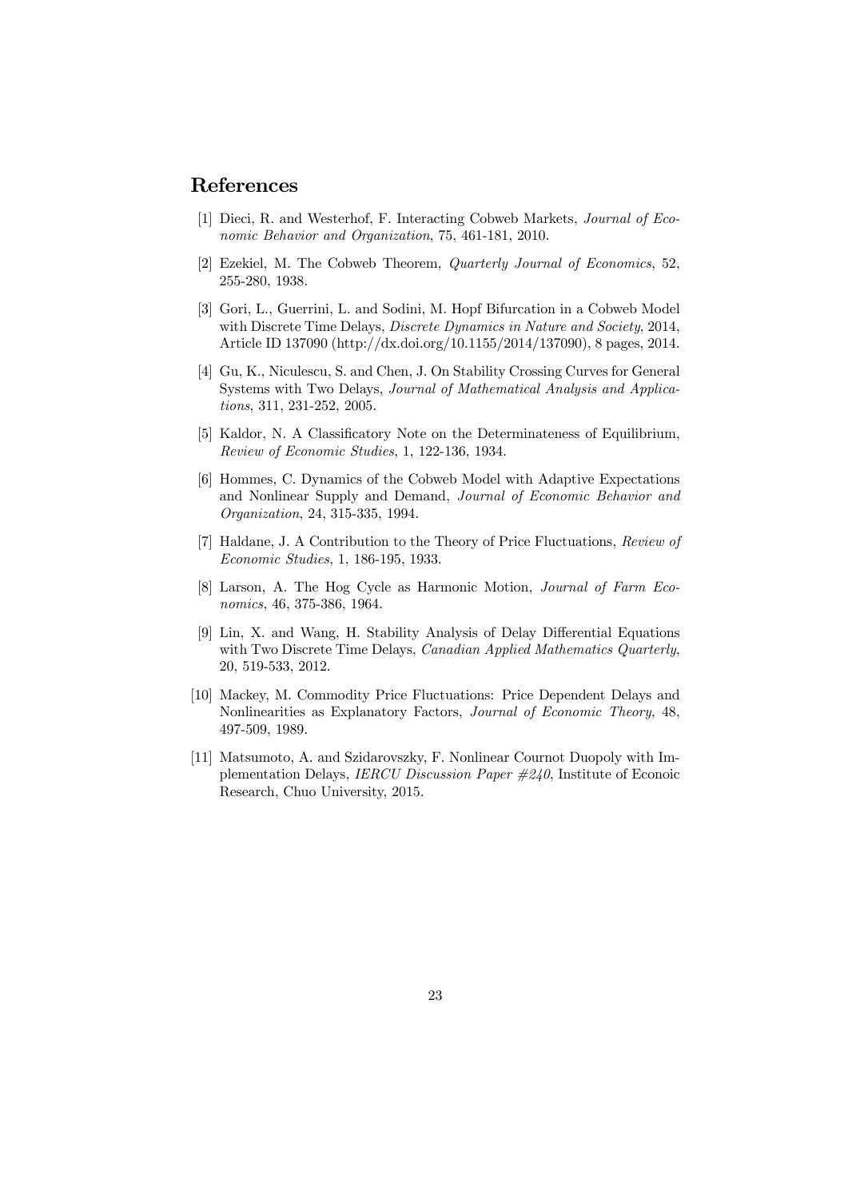# References

[1] Dieci, R. and Westerhof, F. Interacting Cobweb Markets, *Journal of Economic Behavior and Organization*, 75, 461-181, 2010.

[2] Ezekiel, M. The Cobweb Theorem, *Quarterly Journal of Economics*, 52, 255-280, 1938.

[3] Gori, L., Guerrini, L. and Sodini, M. Hopf Bifurcation in a Cobweb Model with Discrete Time Delays, *Discrete Dynamics in Nature and Society*, 2014, Article ID 137090 (http://dx.doi.org/10.1155/2014/137090), 8 pages, 2014.

[4] Gu, K., Niculescu, S. and Chen, J. On Stability Crossing Curves for General Systems with Two Delays, *Journal of Mathematical Analysis and Applications*, 311, 231-252, 2005.

[5] Kaldor, N. A Classificatory Note on the Determinateness of Equilibrium, *Review of Economic Studies*, 1, 122-136, 1934.

[6] Hommes, C. Dynamics of the Cobweb Model with Adaptive Expectations and Nonlinear Supply and Demand, *Journal of Economic Behavior and Organization*, 24, 315-335, 1994.

[7] Haldane, J. A Contribution to the Theory of Price Fluctuations, *Review of Economic Studies*, 1, 186-195, 1933.

[8] Larson, A. The Hog Cycle as Harmonic Motion, *Journal of Farm Economics*, 46, 375-386, 1964.

[9] Lin, X. and Wang, H. Stability Analysis of Delay Differential Equations with Two Discrete Time Delays, *Canadian Applied Mathematics Quarterly*, 20, 519-533, 2012.

[10] Mackey, M. Commodity Price Fluctuations: Price Dependent Delays and Nonlinearities as Explanatory Factors, *Journal of Economic Theory*, 48, 497-509, 1989.

[11] Matsumoto, A. and Szidarovszky, F. Nonlinear Cournot Duopoly with Implementation Delays, *IERCU Discussion Paper #240*, Institute of Econoic Research, Chuo University, 2015.